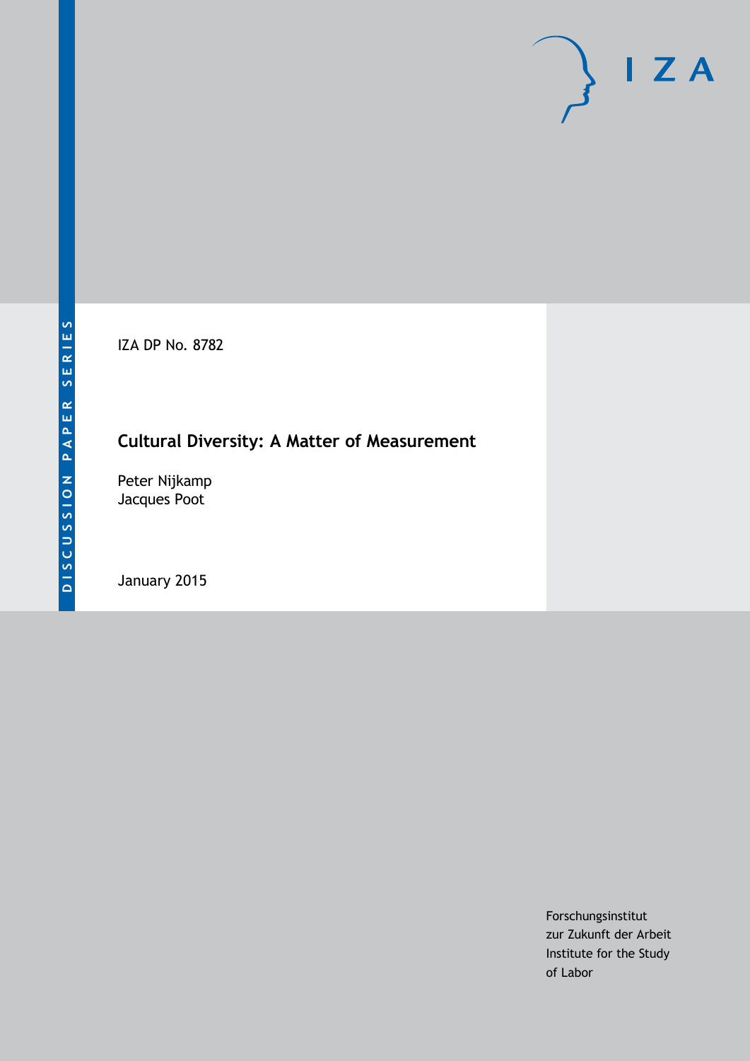DISCUSSION PAPER SERIES

IZA DP No. 8782

# Cultural Diversity: A Matter of Measurement

Peter Nijkamp
Jacques Poot

January 2015

Forschungsinstitut
zur Zukunft der Arbeit
Institute for the Study
of Labor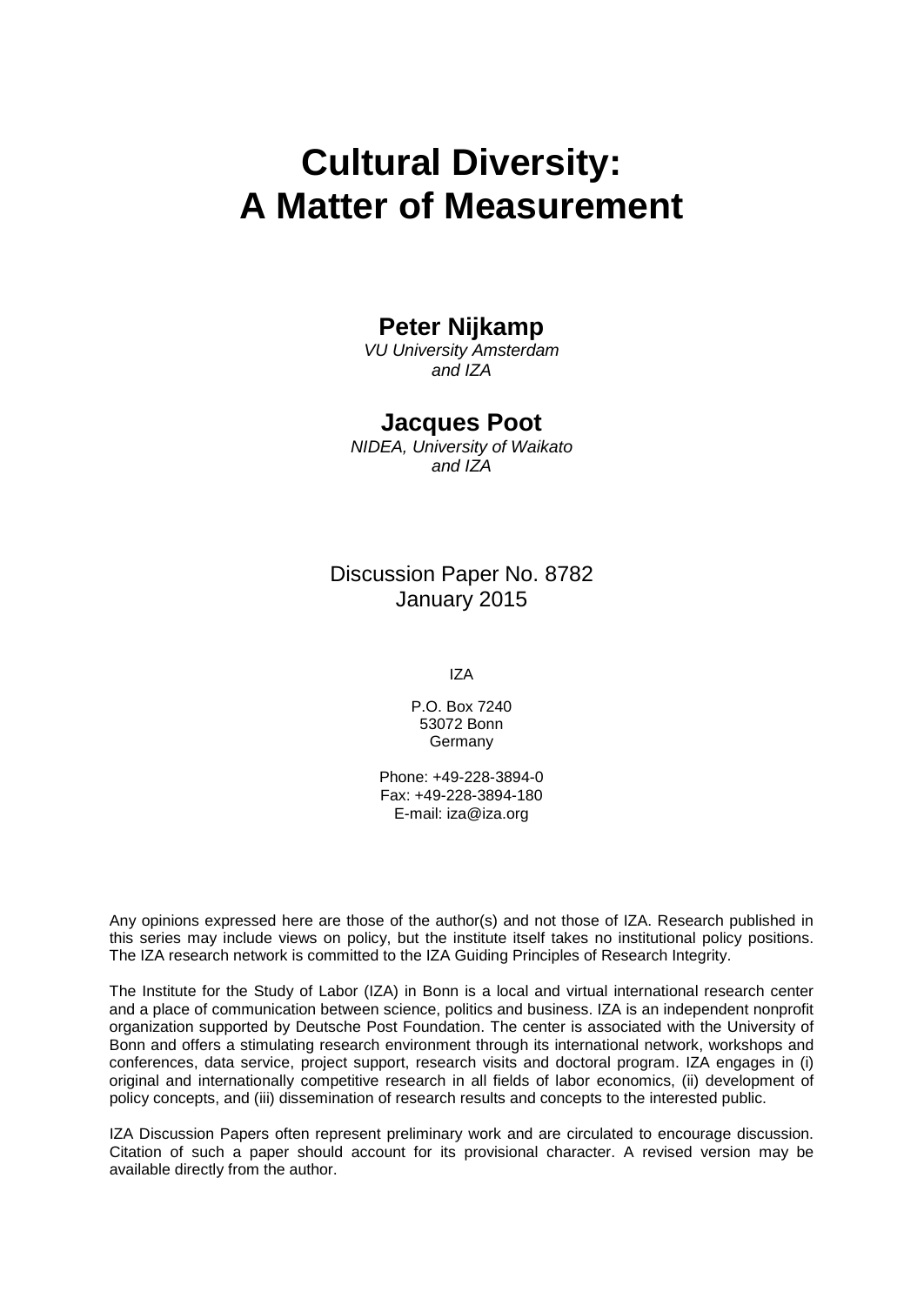# Cultural Diversity: A Matter of Measurement

**Peter Nijkamp**

*VU University Amsterdam and IZA*

**Jacques Poot**

*NIDEA, University of Waikato and IZA*

Discussion Paper No. 8782
January 2015

IZA

P.O. Box 7240
53072 Bonn
Germany

Phone: +49-228-3894-0
Fax: +49-228-3894-180
E-mail: iza@iza.org

Any opinions expressed here are those of the author(s) and not those of IZA. Research published in this series may include views on policy, but the institute itself takes no institutional policy positions. The IZA research network is committed to the IZA Guiding Principles of Research Integrity.

The Institute for the Study of Labor (IZA) in Bonn is a local and virtual international research center and a place of communication between science, politics and business. IZA is an independent nonprofit organization supported by Deutsche Post Foundation. The center is associated with the University of Bonn and offers a stimulating research environment through its international network, workshops and conferences, data service, project support, research visits and doctoral program. IZA engages in (i) original and internationally competitive research in all fields of labor economics, (ii) development of policy concepts, and (iii) dissemination of research results and concepts to the interested public.

IZA Discussion Papers often represent preliminary work and are circulated to encourage discussion. Citation of such a paper should account for its provisional character. A revised version may be available directly from the author.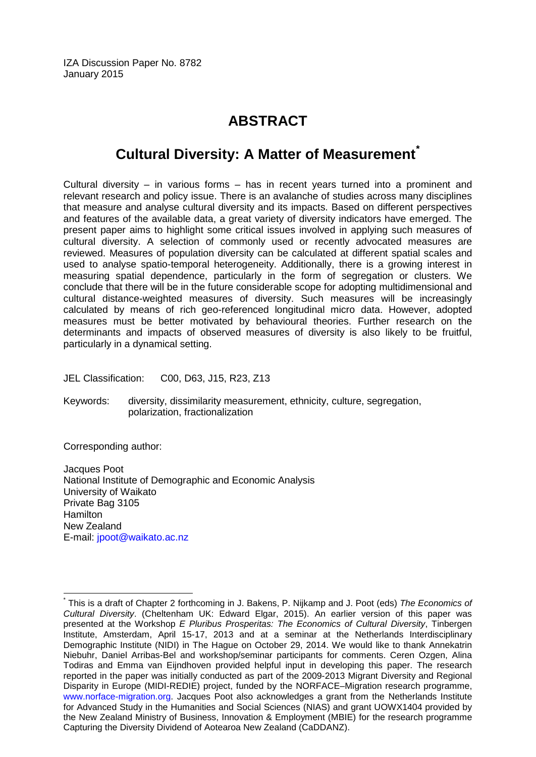IZA Discussion Paper No. 8782
January 2015

# ABSTRACT

## Cultural Diversity: A Matter of Measurement*

Cultural diversity – in various forms – has in recent years turned into a prominent and relevant research and policy issue. There is an avalanche of studies across many disciplines that measure and analyse cultural diversity and its impacts. Based on different perspectives and features of the available data, a great variety of diversity indicators have emerged. The present paper aims to highlight some critical issues involved in applying such measures of cultural diversity. A selection of commonly used or recently advocated measures are reviewed. Measures of population diversity can be calculated at different spatial scales and used to analyse spatio-temporal heterogeneity. Additionally, there is a growing interest in measuring spatial dependence, particularly in the form of segregation or clusters. We conclude that there will be in the future considerable scope for adopting multidimensional and cultural distance-weighted measures of diversity. Such measures will be increasingly calculated by means of rich geo-referenced longitudinal micro data. However, adopted measures must be better motivated by behavioural theories. Further research on the determinants and impacts of observed measures of diversity is also likely to be fruitful, particularly in a dynamical setting.

JEL Classification: C00, D63, J15, R23, Z13

Keywords: diversity, dissimilarity measurement, ethnicity, culture, segregation, polarization, fractionalization

Corresponding author:

Jacques Poot
National Institute of Demographic and Economic Analysis
University of Waikato
Private Bag 3105
Hamilton
New Zealand
E-mail: jpoot@waikato.ac.nz

---

* This is a draft of Chapter 2 forthcoming in J. Bakens, P. Nijkamp and J. Poot (eds) *The Economics of Cultural Diversity*. (Cheltenham UK: Edward Elgar, 2015). An earlier version of this paper was presented at the Workshop *E Pluribus Prosperitas: The Economics of Cultural Diversity*, Tinbergen Institute, Amsterdam, April 15-17, 2013 and at a seminar at the Netherlands Interdisciplinary Demographic Institute (NIDI) in The Hague on October 29, 2014. We would like to thank Annekatrin Niebuhr, Daniel Arribas-Bel and workshop/seminar participants for comments. Ceren Ozgen, Alina Todiras and Emma van Eijndhoven provided helpful input in developing this paper. The research reported in the paper was initially conducted as part of the 2009-2013 Migrant Diversity and Regional Disparity in Europe (MIDI-REDIE) project, funded by the NORFACE–Migration research programme, www.norface-migration.org. Jacques Poot also acknowledges a grant from the Netherlands Institute for Advanced Study in the Humanities and Social Sciences (NIAS) and grant UOWX1404 provided by the New Zealand Ministry of Business, Innovation & Employment (MBIE) for the research programme Capturing the Diversity Dividend of Aotearoa New Zealand (CaDDANZ).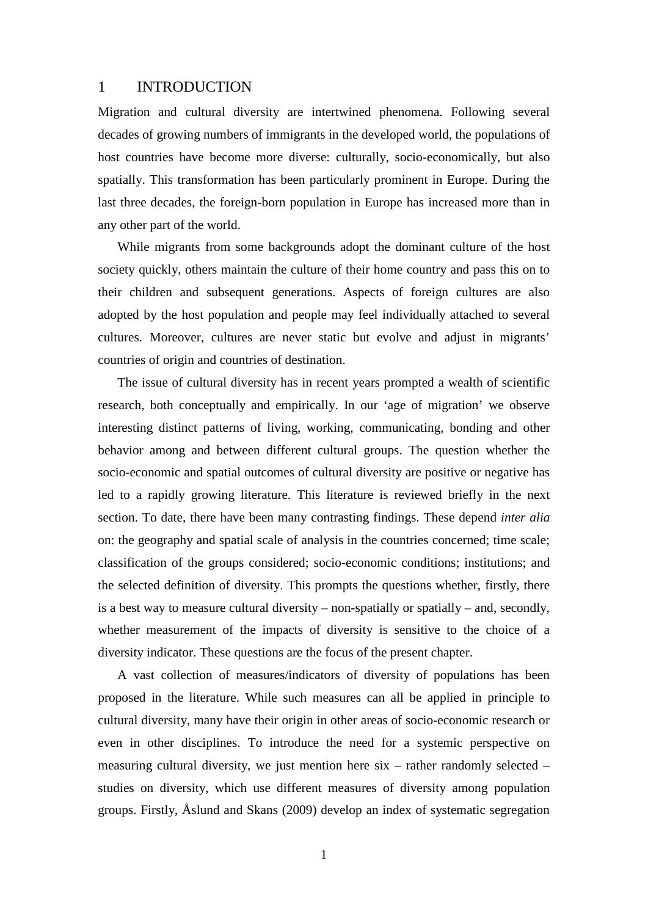# 1 INTRODUCTION

Migration and cultural diversity are intertwined phenomena. Following several decades of growing numbers of immigrants in the developed world, the populations of host countries have become more diverse: culturally, socio-economically, but also spatially. This transformation has been particularly prominent in Europe. During the last three decades, the foreign-born population in Europe has increased more than in any other part of the world.

While migrants from some backgrounds adopt the dominant culture of the host society quickly, others maintain the culture of their home country and pass this on to their children and subsequent generations. Aspects of foreign cultures are also adopted by the host population and people may feel individually attached to several cultures. Moreover, cultures are never static but evolve and adjust in migrants' countries of origin and countries of destination.

The issue of cultural diversity has in recent years prompted a wealth of scientific research, both conceptually and empirically. In our 'age of migration' we observe interesting distinct patterns of living, working, communicating, bonding and other behavior among and between different cultural groups. The question whether the socio-economic and spatial outcomes of cultural diversity are positive or negative has led to a rapidly growing literature. This literature is reviewed briefly in the next section. To date, there have been many contrasting findings. These depend *inter alia* on: the geography and spatial scale of analysis in the countries concerned; time scale; classification of the groups considered; socio-economic conditions; institutions; and the selected definition of diversity. This prompts the questions whether, firstly, there is a best way to measure cultural diversity – non-spatially or spatially – and, secondly, whether measurement of the impacts of diversity is sensitive to the choice of a diversity indicator. These questions are the focus of the present chapter.

A vast collection of measures/indicators of diversity of populations has been proposed in the literature. While such measures can all be applied in principle to cultural diversity, many have their origin in other areas of socio-economic research or even in other disciplines. To introduce the need for a systemic perspective on measuring cultural diversity, we just mention here six – rather randomly selected – studies on diversity, which use different measures of diversity among population groups. Firstly, Åslund and Skans (2009) develop an index of systematic segregation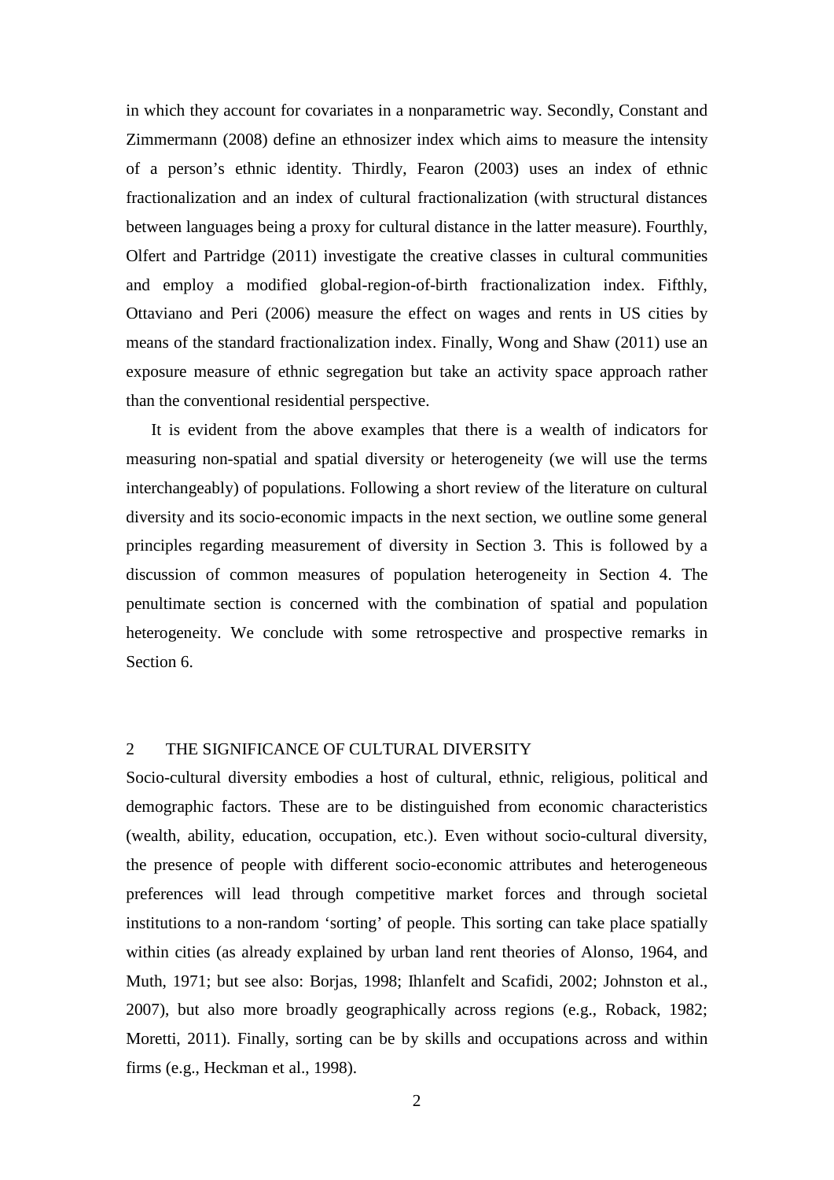in which they account for covariates in a nonparametric way. Secondly, Constant and Zimmermann (2008) define an ethnosizer index which aims to measure the intensity of a person's ethnic identity. Thirdly, Fearon (2003) uses an index of ethnic fractionalization and an index of cultural fractionalization (with structural distances between languages being a proxy for cultural distance in the latter measure). Fourthly, Olfert and Partridge (2011) investigate the creative classes in cultural communities and employ a modified global-region-of-birth fractionalization index. Fifthly, Ottaviano and Peri (2006) measure the effect on wages and rents in US cities by means of the standard fractionalization index. Finally, Wong and Shaw (2011) use an exposure measure of ethnic segregation but take an activity space approach rather than the conventional residential perspective.

It is evident from the above examples that there is a wealth of indicators for measuring non-spatial and spatial diversity or heterogeneity (we will use the terms interchangeably) of populations. Following a short review of the literature on cultural diversity and its socio-economic impacts in the next section, we outline some general principles regarding measurement of diversity in Section 3. This is followed by a discussion of common measures of population heterogeneity in Section 4. The penultimate section is concerned with the combination of spatial and population heterogeneity. We conclude with some retrospective and prospective remarks in Section 6.

## 2 THE SIGNIFICANCE OF CULTURAL DIVERSITY

Socio-cultural diversity embodies a host of cultural, ethnic, religious, political and demographic factors. These are to be distinguished from economic characteristics (wealth, ability, education, occupation, etc.). Even without socio-cultural diversity, the presence of people with different socio-economic attributes and heterogeneous preferences will lead through competitive market forces and through societal institutions to a non-random 'sorting' of people. This sorting can take place spatially within cities (as already explained by urban land rent theories of Alonso, 1964, and Muth, 1971; but see also: Borjas, 1998; Ihlanfelt and Scafidi, 2002; Johnston et al., 2007), but also more broadly geographically across regions (e.g., Roback, 1982; Moretti, 2011). Finally, sorting can be by skills and occupations across and within firms (e.g., Heckman et al., 1998).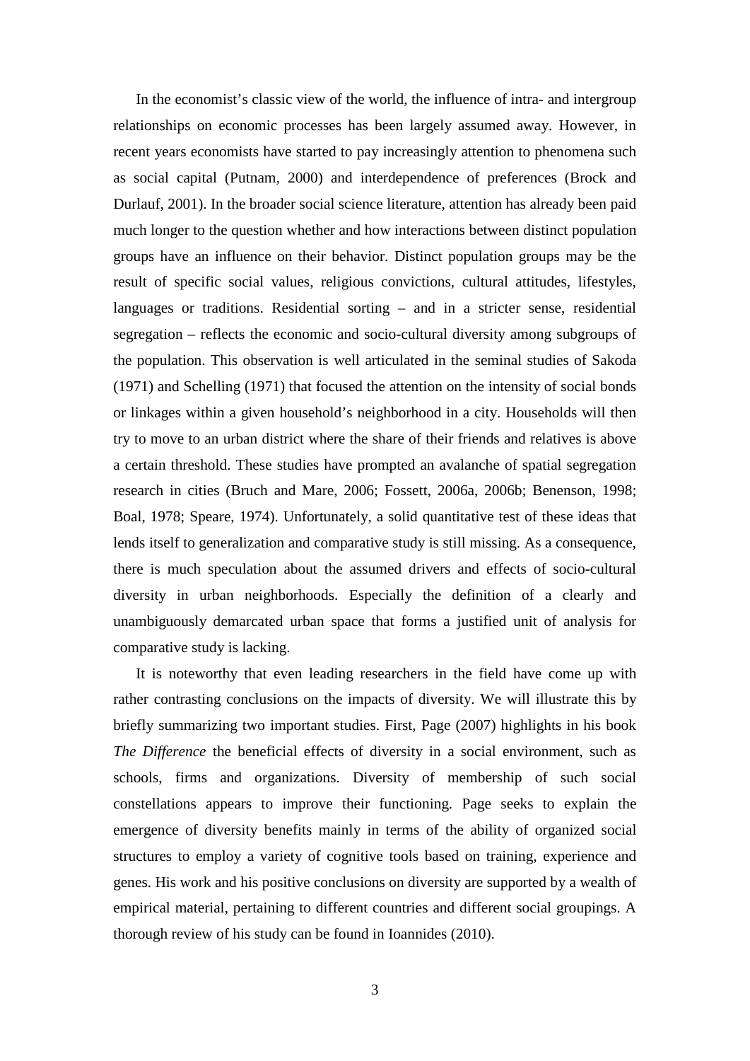In the economist's classic view of the world, the influence of intra- and intergroup relationships on economic processes has been largely assumed away. However, in recent years economists have started to pay increasingly attention to phenomena such as social capital (Putnam, 2000) and interdependence of preferences (Brock and Durlauf, 2001). In the broader social science literature, attention has already been paid much longer to the question whether and how interactions between distinct population groups have an influence on their behavior. Distinct population groups may be the result of specific social values, religious convictions, cultural attitudes, lifestyles, languages or traditions. Residential sorting – and in a stricter sense, residential segregation – reflects the economic and socio-cultural diversity among subgroups of the population. This observation is well articulated in the seminal studies of Sakoda (1971) and Schelling (1971) that focused the attention on the intensity of social bonds or linkages within a given household's neighborhood in a city. Households will then try to move to an urban district where the share of their friends and relatives is above a certain threshold. These studies have prompted an avalanche of spatial segregation research in cities (Bruch and Mare, 2006; Fossett, 2006a, 2006b; Benenson, 1998; Boal, 1978; Speare, 1974). Unfortunately, a solid quantitative test of these ideas that lends itself to generalization and comparative study is still missing. As a consequence, there is much speculation about the assumed drivers and effects of socio-cultural diversity in urban neighborhoods. Especially the definition of a clearly and unambiguously demarcated urban space that forms a justified unit of analysis for comparative study is lacking.

It is noteworthy that even leading researchers in the field have come up with rather contrasting conclusions on the impacts of diversity. We will illustrate this by briefly summarizing two important studies. First, Page (2007) highlights in his book *The Difference* the beneficial effects of diversity in a social environment, such as schools, firms and organizations. Diversity of membership of such social constellations appears to improve their functioning. Page seeks to explain the emergence of diversity benefits mainly in terms of the ability of organized social structures to employ a variety of cognitive tools based on training, experience and genes. His work and his positive conclusions on diversity are supported by a wealth of empirical material, pertaining to different countries and different social groupings. A thorough review of his study can be found in Ioannides (2010).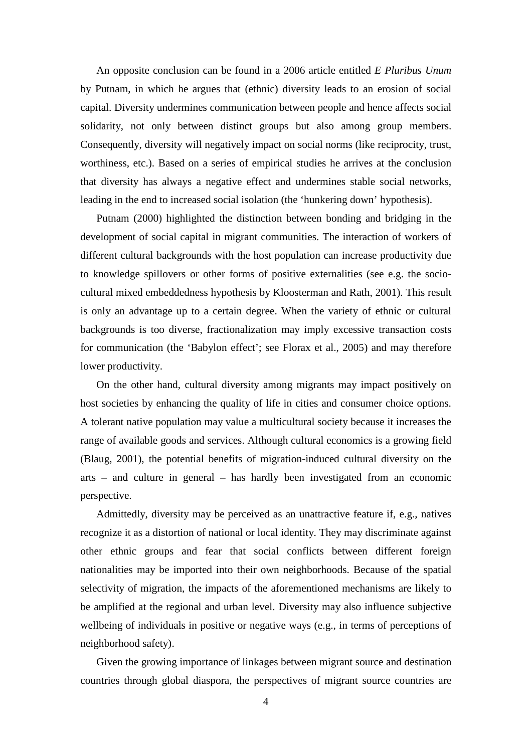An opposite conclusion can be found in a 2006 article entitled *E Pluribus Unum* by Putnam, in which he argues that (ethnic) diversity leads to an erosion of social capital. Diversity undermines communication between people and hence affects social solidarity, not only between distinct groups but also among group members. Consequently, diversity will negatively impact on social norms (like reciprocity, trust, worthiness, etc.). Based on a series of empirical studies he arrives at the conclusion that diversity has always a negative effect and undermines stable social networks, leading in the end to increased social isolation (the 'hunkering down' hypothesis).

Putnam (2000) highlighted the distinction between bonding and bridging in the development of social capital in migrant communities. The interaction of workers of different cultural backgrounds with the host population can increase productivity due to knowledge spillovers or other forms of positive externalities (see e.g. the socio-cultural mixed embeddedness hypothesis by Kloosterman and Rath, 2001). This result is only an advantage up to a certain degree. When the variety of ethnic or cultural backgrounds is too diverse, fractionalization may imply excessive transaction costs for communication (the 'Babylon effect'; see Florax et al., 2005) and may therefore lower productivity.

On the other hand, cultural diversity among migrants may impact positively on host societies by enhancing the quality of life in cities and consumer choice options. A tolerant native population may value a multicultural society because it increases the range of available goods and services. Although cultural economics is a growing field (Blaug, 2001), the potential benefits of migration-induced cultural diversity on the arts – and culture in general – has hardly been investigated from an economic perspective.

Admittedly, diversity may be perceived as an unattractive feature if, e.g., natives recognize it as a distortion of national or local identity. They may discriminate against other ethnic groups and fear that social conflicts between different foreign nationalities may be imported into their own neighborhoods. Because of the spatial selectivity of migration, the impacts of the aforementioned mechanisms are likely to be amplified at the regional and urban level. Diversity may also influence subjective wellbeing of individuals in positive or negative ways (e.g., in terms of perceptions of neighborhood safety).

Given the growing importance of linkages between migrant source and destination countries through global diaspora, the perspectives of migrant source countries are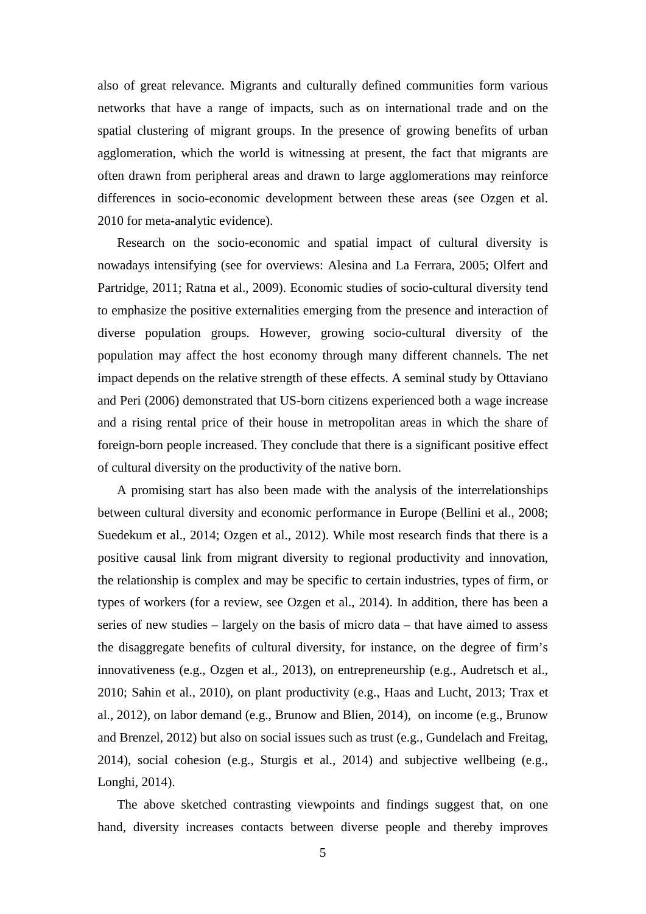also of great relevance. Migrants and culturally defined communities form various networks that have a range of impacts, such as on international trade and on the spatial clustering of migrant groups. In the presence of growing benefits of urban agglomeration, which the world is witnessing at present, the fact that migrants are often drawn from peripheral areas and drawn to large agglomerations may reinforce differences in socio-economic development between these areas (see Ozgen et al. 2010 for meta-analytic evidence).

Research on the socio-economic and spatial impact of cultural diversity is nowadays intensifying (see for overviews: Alesina and La Ferrara, 2005; Olfert and Partridge, 2011; Ratna et al., 2009). Economic studies of socio-cultural diversity tend to emphasize the positive externalities emerging from the presence and interaction of diverse population groups. However, growing socio-cultural diversity of the population may affect the host economy through many different channels. The net impact depends on the relative strength of these effects. A seminal study by Ottaviano and Peri (2006) demonstrated that US-born citizens experienced both a wage increase and a rising rental price of their house in metropolitan areas in which the share of foreign-born people increased. They conclude that there is a significant positive effect of cultural diversity on the productivity of the native born.

A promising start has also been made with the analysis of the interrelationships between cultural diversity and economic performance in Europe (Bellini et al., 2008; Suedekum et al., 2014; Ozgen et al., 2012). While most research finds that there is a positive causal link from migrant diversity to regional productivity and innovation, the relationship is complex and may be specific to certain industries, types of firm, or types of workers (for a review, see Ozgen et al., 2014). In addition, there has been a series of new studies – largely on the basis of micro data – that have aimed to assess the disaggregate benefits of cultural diversity, for instance, on the degree of firm's innovativeness (e.g., Ozgen et al., 2013), on entrepreneurship (e.g., Audretsch et al., 2010; Sahin et al., 2010), on plant productivity (e.g., Haas and Lucht, 2013; Trax et al., 2012), on labor demand (e.g., Brunow and Blien, 2014), on income (e.g., Brunow and Brenzel, 2012) but also on social issues such as trust (e.g., Gundelach and Freitag, 2014), social cohesion (e.g., Sturgis et al., 2014) and subjective wellbeing (e.g., Longhi, 2014).

The above sketched contrasting viewpoints and findings suggest that, on one hand, diversity increases contacts between diverse people and thereby improves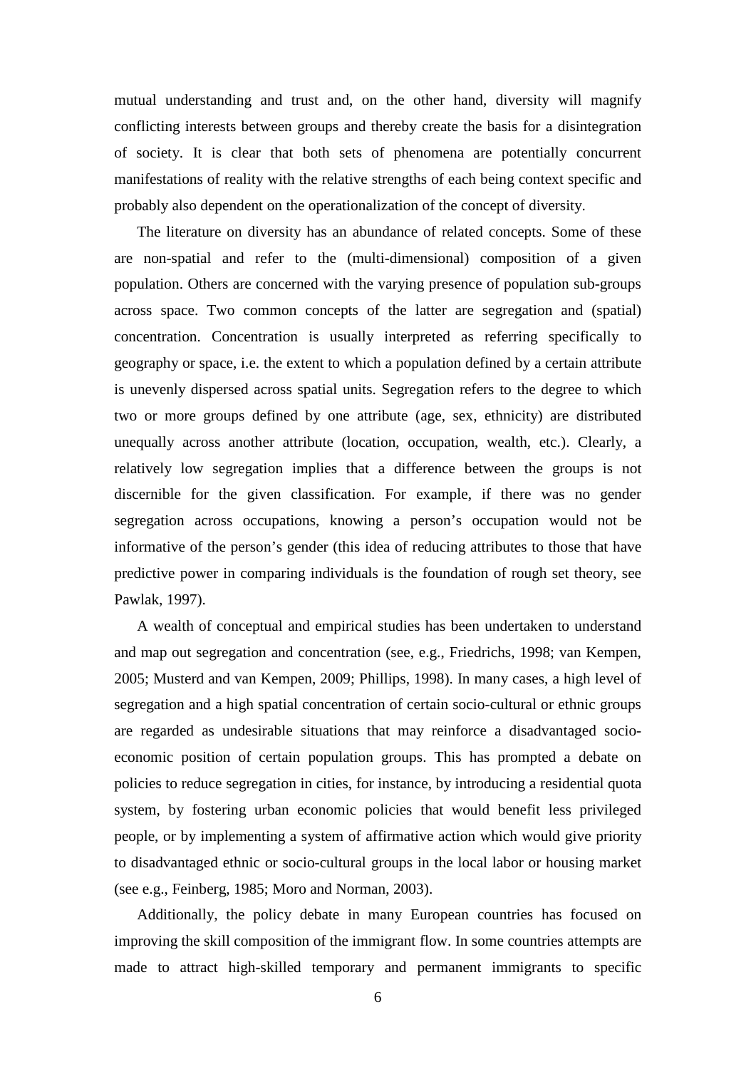mutual understanding and trust and, on the other hand, diversity will magnify conflicting interests between groups and thereby create the basis for a disintegration of society. It is clear that both sets of phenomena are potentially concurrent manifestations of reality with the relative strengths of each being context specific and probably also dependent on the operationalization of the concept of diversity.

The literature on diversity has an abundance of related concepts. Some of these are non-spatial and refer to the (multi-dimensional) composition of a given population. Others are concerned with the varying presence of population sub-groups across space. Two common concepts of the latter are segregation and (spatial) concentration. Concentration is usually interpreted as referring specifically to geography or space, i.e. the extent to which a population defined by a certain attribute is unevenly dispersed across spatial units. Segregation refers to the degree to which two or more groups defined by one attribute (age, sex, ethnicity) are distributed unequally across another attribute (location, occupation, wealth, etc.). Clearly, a relatively low segregation implies that a difference between the groups is not discernible for the given classification. For example, if there was no gender segregation across occupations, knowing a person's occupation would not be informative of the person's gender (this idea of reducing attributes to those that have predictive power in comparing individuals is the foundation of rough set theory, see Pawlak, 1997).

A wealth of conceptual and empirical studies has been undertaken to understand and map out segregation and concentration (see, e.g., Friedrichs, 1998; van Kempen, 2005; Musterd and van Kempen, 2009; Phillips, 1998). In many cases, a high level of segregation and a high spatial concentration of certain socio-cultural or ethnic groups are regarded as undesirable situations that may reinforce a disadvantaged socio-economic position of certain population groups. This has prompted a debate on policies to reduce segregation in cities, for instance, by introducing a residential quota system, by fostering urban economic policies that would benefit less privileged people, or by implementing a system of affirmative action which would give priority to disadvantaged ethnic or socio-cultural groups in the local labor or housing market (see e.g., Feinberg, 1985; Moro and Norman, 2003).

Additionally, the policy debate in many European countries has focused on improving the skill composition of the immigrant flow. In some countries attempts are made to attract high-skilled temporary and permanent immigrants to specific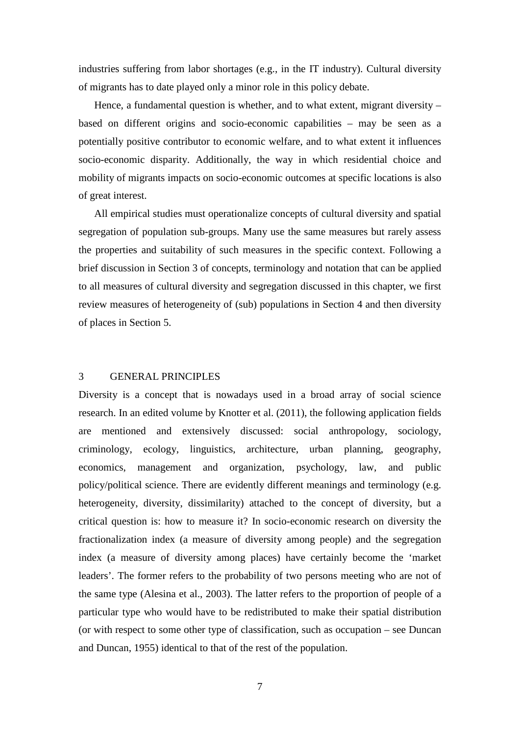industries suffering from labor shortages (e.g., in the IT industry). Cultural diversity of migrants has to date played only a minor role in this policy debate.

Hence, a fundamental question is whether, and to what extent, migrant diversity – based on different origins and socio-economic capabilities – may be seen as a potentially positive contributor to economic welfare, and to what extent it influences socio-economic disparity. Additionally, the way in which residential choice and mobility of migrants impacts on socio-economic outcomes at specific locations is also of great interest.

All empirical studies must operationalize concepts of cultural diversity and spatial segregation of population sub-groups. Many use the same measures but rarely assess the properties and suitability of such measures in the specific context. Following a brief discussion in Section 3 of concepts, terminology and notation that can be applied to all measures of cultural diversity and segregation discussed in this chapter, we first review measures of heterogeneity of (sub) populations in Section 4 and then diversity of places in Section 5.

## 3 GENERAL PRINCIPLES

Diversity is a concept that is nowadays used in a broad array of social science research. In an edited volume by Knotter et al. (2011), the following application fields are mentioned and extensively discussed: social anthropology, sociology, criminology, ecology, linguistics, architecture, urban planning, geography, economics, management and organization, psychology, law, and public policy/political science. There are evidently different meanings and terminology (e.g. heterogeneity, diversity, dissimilarity) attached to the concept of diversity, but a critical question is: how to measure it? In socio-economic research on diversity the fractionalization index (a measure of diversity among people) and the segregation index (a measure of diversity among places) have certainly become the 'market leaders'. The former refers to the probability of two persons meeting who are not of the same type (Alesina et al., 2003). The latter refers to the proportion of people of a particular type who would have to be redistributed to make their spatial distribution (or with respect to some other type of classification, such as occupation – see Duncan and Duncan, 1955) identical to that of the rest of the population.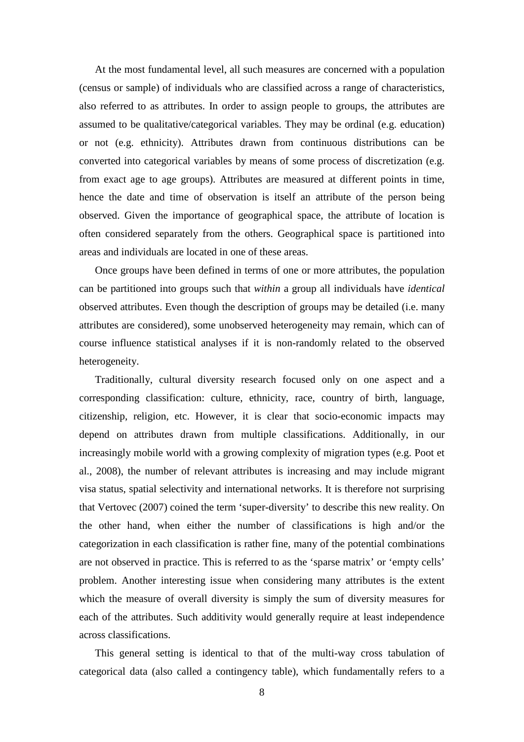At the most fundamental level, all such measures are concerned with a population (census or sample) of individuals who are classified across a range of characteristics, also referred to as attributes. In order to assign people to groups, the attributes are assumed to be qualitative/categorical variables. They may be ordinal (e.g. education) or not (e.g. ethnicity). Attributes drawn from continuous distributions can be converted into categorical variables by means of some process of discretization (e.g. from exact age to age groups). Attributes are measured at different points in time, hence the date and time of observation is itself an attribute of the person being observed. Given the importance of geographical space, the attribute of location is often considered separately from the others. Geographical space is partitioned into areas and individuals are located in one of these areas.

Once groups have been defined in terms of one or more attributes, the population can be partitioned into groups such that *within* a group all individuals have *identical* observed attributes. Even though the description of groups may be detailed (i.e. many attributes are considered), some unobserved heterogeneity may remain, which can of course influence statistical analyses if it is non-randomly related to the observed heterogeneity.

Traditionally, cultural diversity research focused only on one aspect and a corresponding classification: culture, ethnicity, race, country of birth, language, citizenship, religion, etc. However, it is clear that socio-economic impacts may depend on attributes drawn from multiple classifications. Additionally, in our increasingly mobile world with a growing complexity of migration types (e.g. Poot et al., 2008), the number of relevant attributes is increasing and may include migrant visa status, spatial selectivity and international networks. It is therefore not surprising that Vertovec (2007) coined the term 'super-diversity' to describe this new reality. On the other hand, when either the number of classifications is high and/or the categorization in each classification is rather fine, many of the potential combinations are not observed in practice. This is referred to as the 'sparse matrix' or 'empty cells' problem. Another interesting issue when considering many attributes is the extent which the measure of overall diversity is simply the sum of diversity measures for each of the attributes. Such additivity would generally require at least independence across classifications.

This general setting is identical to that of the multi-way cross tabulation of categorical data (also called a contingency table), which fundamentally refers to a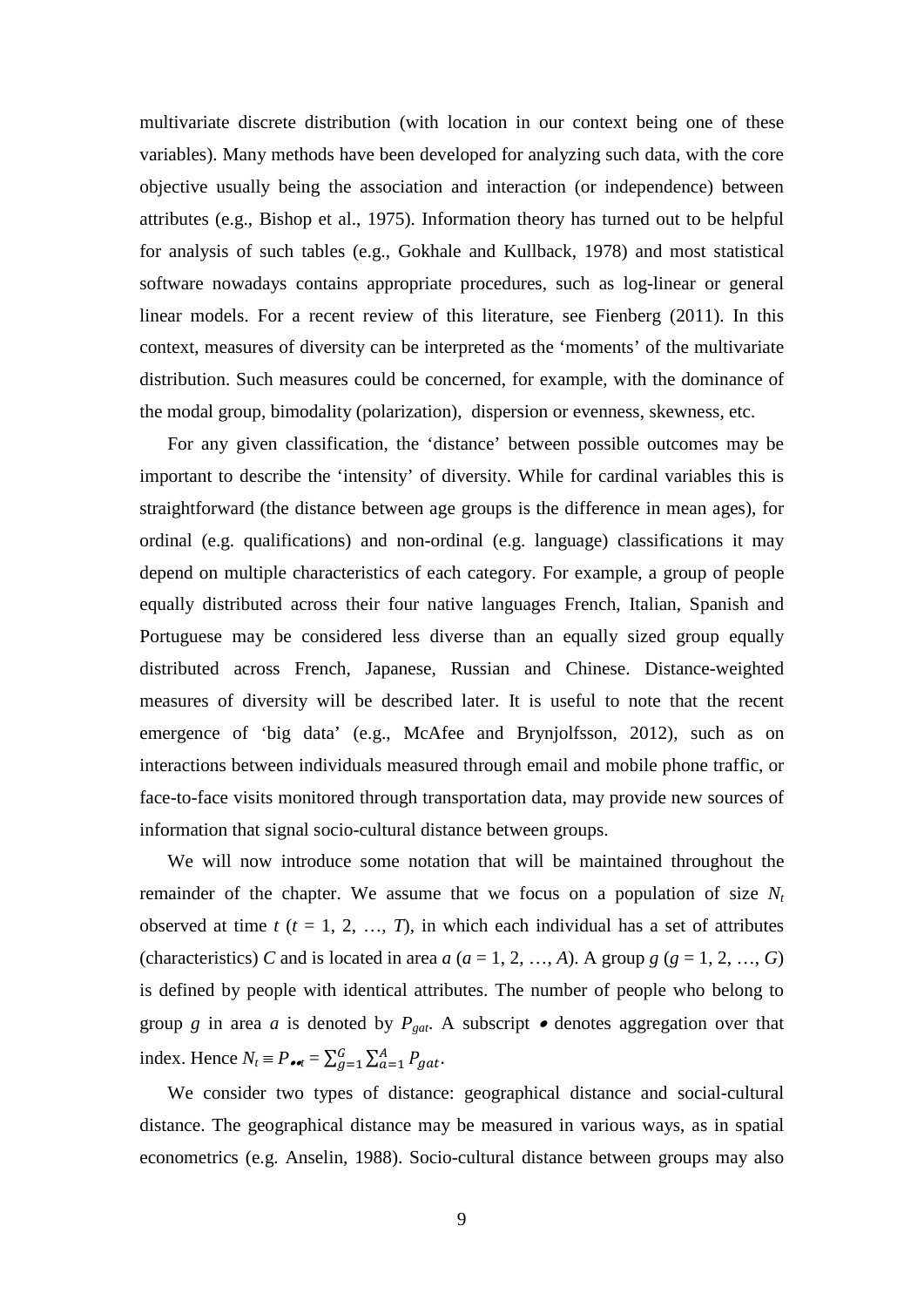multivariate discrete distribution (with location in our context being one of these variables). Many methods have been developed for analyzing such data, with the core objective usually being the association and interaction (or independence) between attributes (e.g., Bishop et al., 1975). Information theory has turned out to be helpful for analysis of such tables (e.g., Gokhale and Kullback, 1978) and most statistical software nowadays contains appropriate procedures, such as log-linear or general linear models. For a recent review of this literature, see Fienberg (2011). In this context, measures of diversity can be interpreted as the 'moments' of the multivariate distribution. Such measures could be concerned, for example, with the dominance of the modal group, bimodality (polarization), dispersion or evenness, skewness, etc.

For any given classification, the 'distance' between possible outcomes may be important to describe the 'intensity' of diversity. While for cardinal variables this is straightforward (the distance between age groups is the difference in mean ages), for ordinal (e.g. qualifications) and non-ordinal (e.g. language) classifications it may depend on multiple characteristics of each category. For example, a group of people equally distributed across their four native languages French, Italian, Spanish and Portuguese may be considered less diverse than an equally sized group equally distributed across French, Japanese, Russian and Chinese. Distance-weighted measures of diversity will be described later. It is useful to note that the recent emergence of 'big data' (e.g., McAfee and Brynjolfsson, 2012), such as on interactions between individuals measured through email and mobile phone traffic, or face-to-face visits monitored through transportation data, may provide new sources of information that signal socio-cultural distance between groups.

We will now introduce some notation that will be maintained throughout the remainder of the chapter. We assume that we focus on a population of size $N_t$ observed at time $t$ ($t$ = 1, 2, …, $T$), in which each individual has a set of attributes (characteristics) $C$ and is located in area $a$ ($a$ = 1, 2, …, $A$). A group $g$ ($g$ = 1, 2, …, $G$) is defined by people with identical attributes. The number of people who belong to group $g$ in area $a$ is denoted by $P_{gat}$. A subscript $\bullet$ denotes aggregation over that index. Hence $N_t \equiv P_{\bullet\bullet t} = \sum_{g=1}^{G}\sum_{a=1}^{A} P_{gat}$.

We consider two types of distance: geographical distance and social-cultural distance. The geographical distance may be measured in various ways, as in spatial econometrics (e.g. Anselin, 1988). Socio-cultural distance between groups may also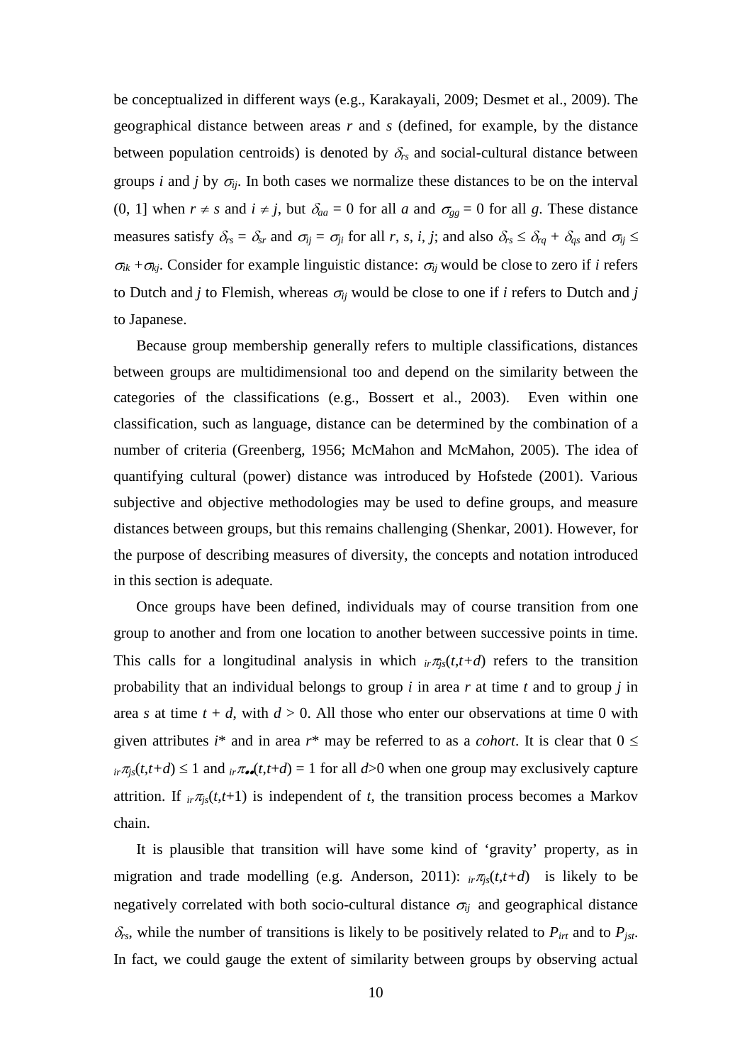be conceptualized in different ways (e.g., Karakayali, 2009; Desmet et al., 2009). The geographical distance between areas $r$ and $s$ (defined, for example, by the distance between population centroids) is denoted by $\delta_{rs}$ and social-cultural distance between groups $i$ and $j$ by $\sigma_{ij}$. In both cases we normalize these distances to be on the interval (0, 1] when $r \neq s$ and $i \neq j$, but $\delta_{aa} = 0$ for all $a$ and $\sigma_{gg} = 0$ for all $g$. These distance measures satisfy $\delta_{rs} = \delta_{sr}$ and $\sigma_{ij} = \sigma_{ji}$ for all $r, s, i, j$; and also $\delta_{rs} \leq \delta_{rq} + \delta_{qs}$ and $\sigma_{ij} \leq \sigma_{ik} + \sigma_{kj}$. Consider for example linguistic distance: $\sigma_{ij}$ would be close to zero if $i$ refers to Dutch and $j$ to Flemish, whereas $\sigma_{ij}$ would be close to one if $i$ refers to Dutch and $j$ to Japanese.

Because group membership generally refers to multiple classifications, distances between groups are multidimensional too and depend on the similarity between the categories of the classifications (e.g., Bossert et al., 2003). Even within one classification, such as language, distance can be determined by the combination of a number of criteria (Greenberg, 1956; McMahon and McMahon, 2005). The idea of quantifying cultural (power) distance was introduced by Hofstede (2001). Various subjective and objective methodologies may be used to define groups, and measure distances between groups, but this remains challenging (Shenkar, 2001). However, for the purpose of describing measures of diversity, the concepts and notation introduced in this section is adequate.

Once groups have been defined, individuals may of course transition from one group to another and from one location to another between successive points in time. This calls for a longitudinal analysis in which ${}_{ir}\pi_{js}(t,t+d)$ refers to the transition probability that an individual belongs to group $i$ in area $r$ at time $t$ and to group $j$ in area $s$ at time $t + d$, with $d > 0$. All those who enter our observations at time 0 with given attributes $i^*$ and in area $r^*$ may be referred to as a *cohort*. It is clear that $0 \leq {}_{ir}\pi_{js}(t,t+d) \leq 1$ and ${}_{ir}\pi_{\bullet\bullet}(t,t+d) = 1$ for all $d>0$ when one group may exclusively capture attrition. If ${}_{ir}\pi_{js}(t,t+1)$ is independent of $t$, the transition process becomes a Markov chain.

It is plausible that transition will have some kind of 'gravity' property, as in migration and trade modelling (e.g. Anderson, 2011): ${}_{ir}\pi_{js}(t,t+d)$ is likely to be negatively correlated with both socio-cultural distance $\sigma_{ij}$ and geographical distance $\delta_{rs}$, while the number of transitions is likely to be positively related to $P_{irt}$ and to $P_{jst}$. In fact, we could gauge the extent of similarity between groups by observing actual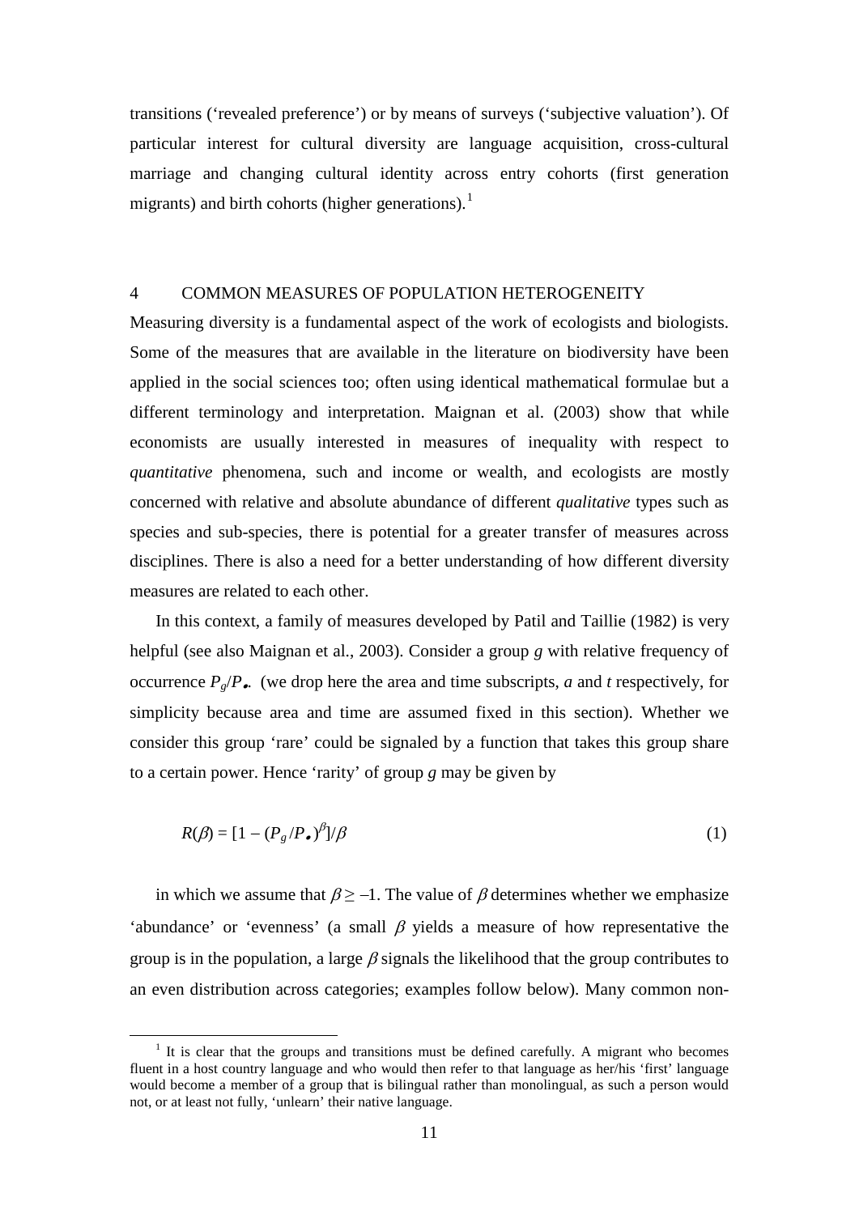transitions ('revealed preference') or by means of surveys ('subjective valuation'). Of particular interest for cultural diversity are language acquisition, cross-cultural marriage and changing cultural identity across entry cohorts (first generation migrants) and birth cohorts (higher generations).[1]

## 4 COMMON MEASURES OF POPULATION HETEROGENEITY

Measuring diversity is a fundamental aspect of the work of ecologists and biologists. Some of the measures that are available in the literature on biodiversity have been applied in the social sciences too; often using identical mathematical formulae but a different terminology and interpretation. Maignan et al. (2003) show that while economists are usually interested in measures of inequality with respect to *quantitative* phenomena, such and income or wealth, and ecologists are mostly concerned with relative and absolute abundance of different *qualitative* types such as species and sub-species, there is potential for a greater transfer of measures across disciplines. There is also a need for a better understanding of how different diversity measures are related to each other.

In this context, a family of measures developed by Patil and Taillie (1982) is very helpful (see also Maignan et al., 2003). Consider a group $g$ with relative frequency of occurrence $P_g/P_{\bullet}$ (we drop here the area and time subscripts, $a$ and $t$ respectively, for simplicity because area and time are assumed fixed in this section). Whether we consider this group 'rare' could be signaled by a function that takes this group share to a certain power. Hence 'rarity' of group $g$ may be given by

$$R(\beta) = [1 - (P_g/P_{\bullet})^{\beta}]/\beta \tag{1}$$

in which we assume that $\beta \geq -1$. The value of $\beta$ determines whether we emphasize 'abundance' or 'evenness' (a small $\beta$ yields a measure of how representative the group is in the population, a large $\beta$ signals the likelihood that the group contributes to an even distribution across categories; examples follow below). Many common non-

[1] It is clear that the groups and transitions must be defined carefully. A migrant who becomes fluent in a host country language and who would then refer to that language as her/his 'first' language would become a member of a group that is bilingual rather than monolingual, as such a person would not, or at least not fully, 'unlearn' their native language.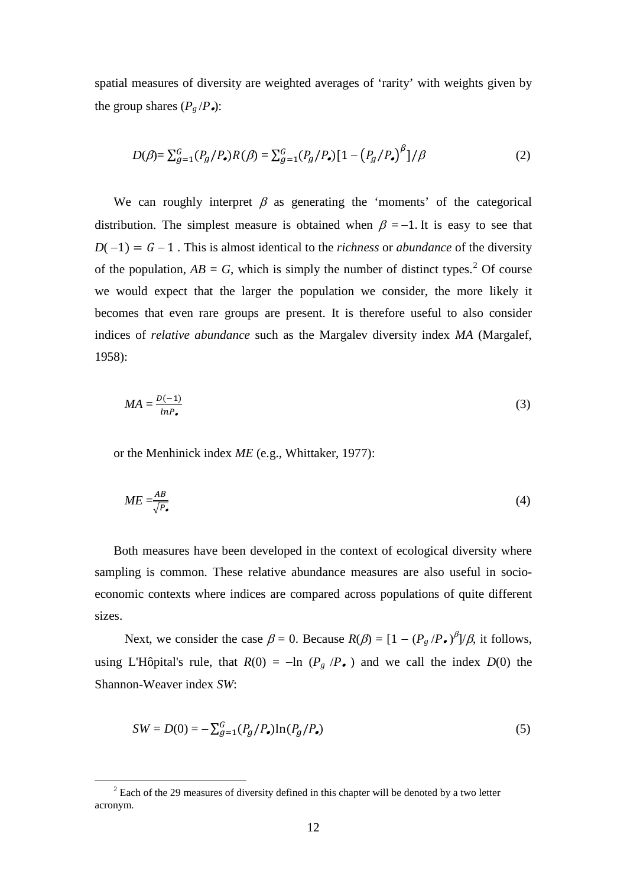spatial measures of diversity are weighted averages of 'rarity' with weights given by the group shares ($P_g / P_\bullet$):

$$D(\beta) = \sum_{g=1}^{G} (P_g / P_\bullet) R(\beta) = \sum_{g=1}^{G} (P_g / P_\bullet) [1 - (P_g / P_\bullet)^{\beta}] / \beta \tag{2}$$

We can roughly interpret $\beta$ as generating the 'moments' of the categorical distribution. The simplest measure is obtained when $\beta = -1$. It is easy to see that $D(-1) = G - 1$. This is almost identical to the *richness* or *abundance* of the diversity of the population, $AB = G$, which is simply the number of distinct types.[2] Of course we would expect that the larger the population we consider, the more likely it becomes that even rare groups are present. It is therefore useful to also consider indices of *relative abundance* such as the Margalev diversity index *MA* (Margalef, 1958):

$$MA = \frac{D(-1)}{\ln P_\bullet} \tag{3}$$

or the Menhinick index *ME* (e.g., Whittaker, 1977):

$$ME = \frac{AB}{\sqrt{P_\bullet}} \tag{4}$$

Both measures have been developed in the context of ecological diversity where sampling is common. These relative abundance measures are also useful in socio-economic contexts where indices are compared across populations of quite different sizes.

Next, we consider the case $\beta = 0$. Because $R(\beta) = [1 - (P_g / P_\bullet)^{\beta}] / \beta$, it follows, using L'Hôpital's rule, that $R(0) = -\ln(P_g / P_\bullet)$ and we call the index $D(0)$ the Shannon-Weaver index *SW*:

$$SW = D(0) = -\sum_{g=1}^{G} (P_g / P_\bullet) \ln(P_g / P_\bullet) \tag{5}$$

[2] Each of the 29 measures of diversity defined in this chapter will be denoted by a two letter acronym.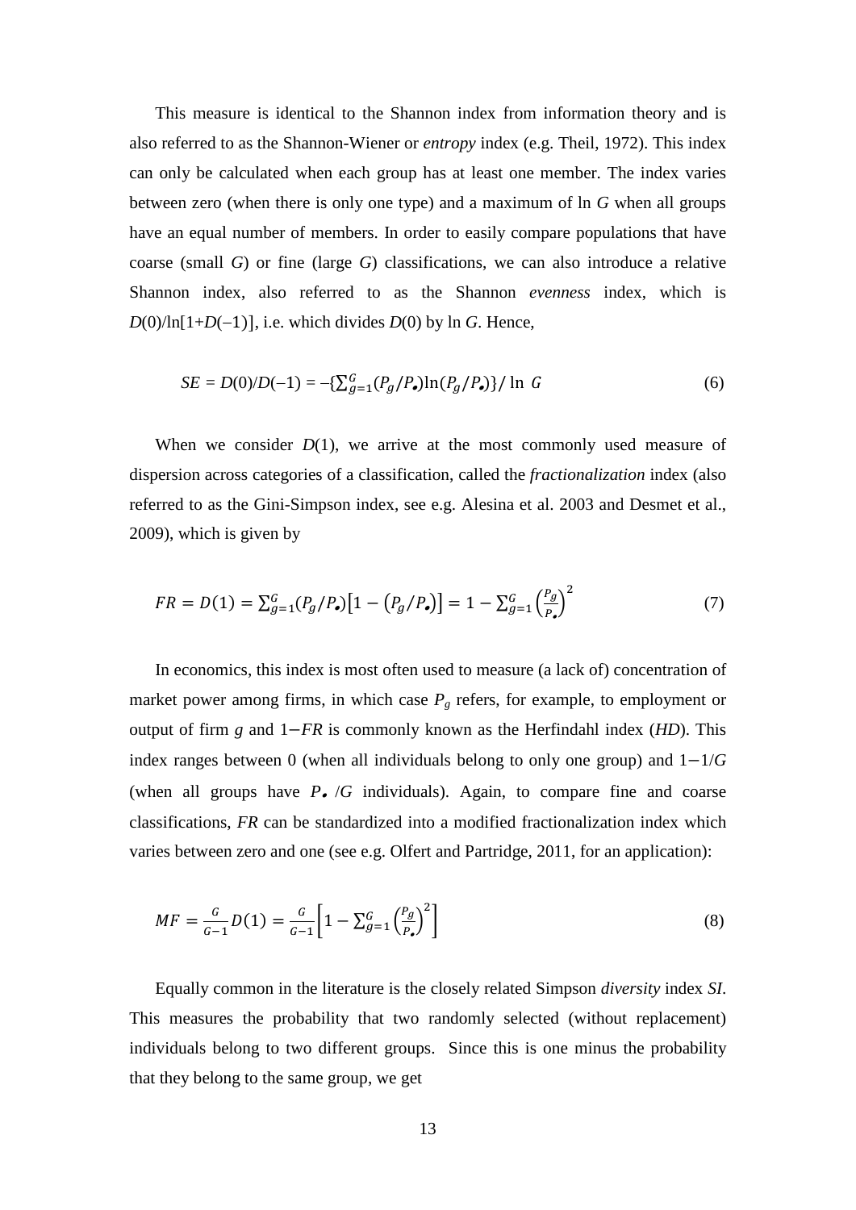This measure is identical to the Shannon index from information theory and is also referred to as the Shannon-Wiener or *entropy* index (e.g. Theil, 1972). This index can only be calculated when each group has at least one member. The index varies between zero (when there is only one type) and a maximum of ln $G$ when all groups have an equal number of members. In order to easily compare populations that have coarse (small $G$) or fine (large $G$) classifications, we can also introduce a relative Shannon index, also referred to as the Shannon *evenness* index, which is $D(0)/\ln[1+D(-1)]$, i.e. which divides $D(0)$ by ln $G$. Hence,

$$SE = D(0)/D(-1) = -\{\textstyle\sum_{g=1}^{G}(P_g/P_\bullet)\ln(P_g/P_\bullet)\}/\ln\ G \tag{6}$$

When we consider $D(1)$, we arrive at the most commonly used measure of dispersion across categories of a classification, called the *fractionalization* index (also referred to as the Gini-Simpson index, see e.g. Alesina et al. 2003 and Desmet et al., 2009), which is given by

$$FR = D(1) = \textstyle\sum_{g=1}^{G}(P_g/P_\bullet)\left[1-\left(P_g/P_\bullet\right)\right] = 1-\sum_{g=1}^{G}\left(\frac{P_g}{P_\bullet}\right)^2 \tag{7}$$

In economics, this index is most often used to measure (a lack of) concentration of market power among firms, in which case $P_g$ refers, for example, to employment or output of firm $g$ and $1-FR$ is commonly known as the Herfindahl index ($HD$). This index ranges between 0 (when all individuals belong to only one group) and $1-1/G$ (when all groups have $P_\bullet/G$ individuals). Again, to compare fine and coarse classifications, $FR$ can be standardized into a modified fractionalization index which varies between zero and one (see e.g. Olfert and Partridge, 2011, for an application):

$$MF = \frac{G}{G-1}D(1) = \frac{G}{G-1}\left[1-\textstyle\sum_{g=1}^{G}\left(\frac{P_g}{P_\bullet}\right)^2\right] \tag{8}$$

Equally common in the literature is the closely related Simpson *diversity* index $SI$. This measures the probability that two randomly selected (without replacement) individuals belong to two different groups. Since this is one minus the probability that they belong to the same group, we get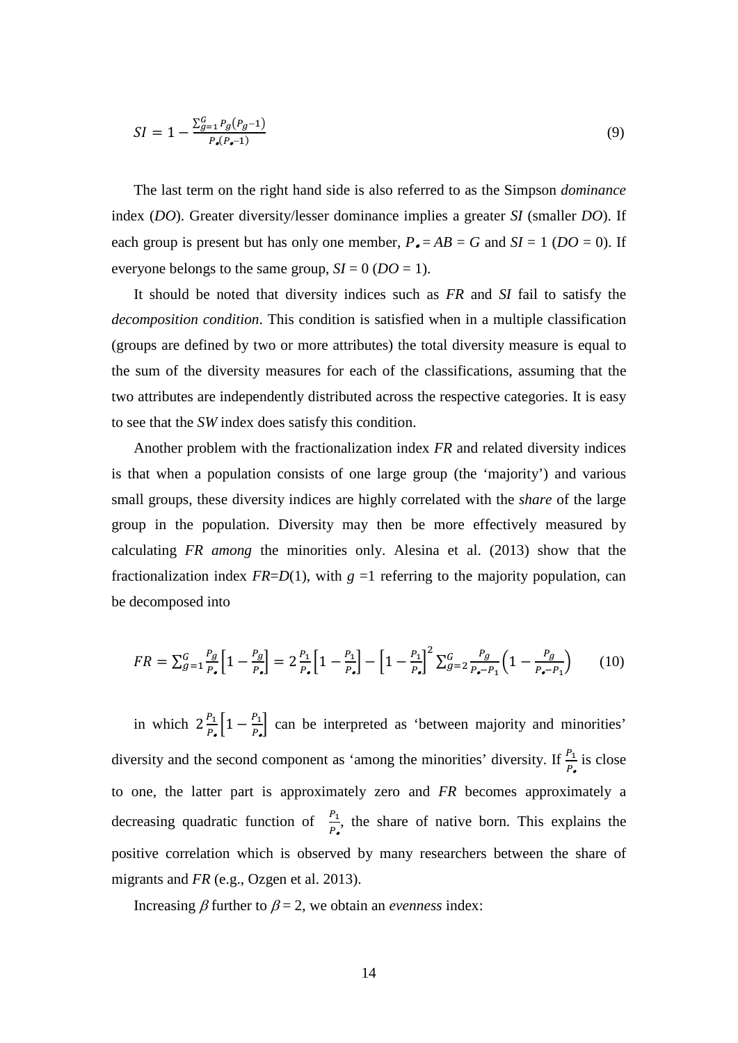$$SI = 1 - \frac{\sum_{g=1}^{G} P_g(P_g - 1)}{P_{\bullet}(P_{\bullet} - 1)} \tag{9}$$

The last term on the right hand side is also referred to as the Simpson *dominance* index (*DO*). Greater diversity/lesser dominance implies a greater *SI* (smaller *DO*). If each group is present but has only one member, $P_{\bullet} = AB = G$ and $SI = 1$ ($DO = 0$). If everyone belongs to the same group, $SI = 0$ ($DO = 1$).

It should be noted that diversity indices such as *FR* and *SI* fail to satisfy the *decomposition condition*. This condition is satisfied when in a multiple classification (groups are defined by two or more attributes) the total diversity measure is equal to the sum of the diversity measures for each of the classifications, assuming that the two attributes are independently distributed across the respective categories. It is easy to see that the *SW* index does satisfy this condition.

Another problem with the fractionalization index *FR* and related diversity indices is that when a population consists of one large group (the 'majority') and various small groups, these diversity indices are highly correlated with the *share* of the large group in the population. Diversity may then be more effectively measured by calculating *FR among* the minorities only. Alesina et al. (2013) show that the fractionalization index $FR = D(1)$, with $g = 1$ referring to the majority population, can be decomposed into

$$FR = \sum_{g=1}^{G} \frac{P_g}{P_{\bullet}}\left[1 - \frac{P_g}{P_{\bullet}}\right] = 2\frac{P_1}{P_{\bullet}}\left[1 - \frac{P_1}{P_{\bullet}}\right] - \left[1 - \frac{P_1}{P_{\bullet}}\right]^2 \sum_{g=2}^{G} \frac{P_g}{P_{\bullet} - P_1}\left(1 - \frac{P_g}{P_{\bullet} - P_1}\right) \tag{10}$$

in which $2\frac{P_1}{P_{\bullet}}\left[1 - \frac{P_1}{P_{\bullet}}\right]$ can be interpreted as 'between majority and minorities' diversity and the second component as 'among the minorities' diversity. If $\frac{P_1}{P_{\bullet}}$ is close to one, the latter part is approximately zero and *FR* becomes approximately a decreasing quadratic function of $\frac{P_1}{P_{\bullet}}$, the share of native born. This explains the positive correlation which is observed by many researchers between the share of migrants and *FR* (e.g., Ozgen et al. 2013).

Increasing $\beta$ further to $\beta = 2$, we obtain an *evenness* index: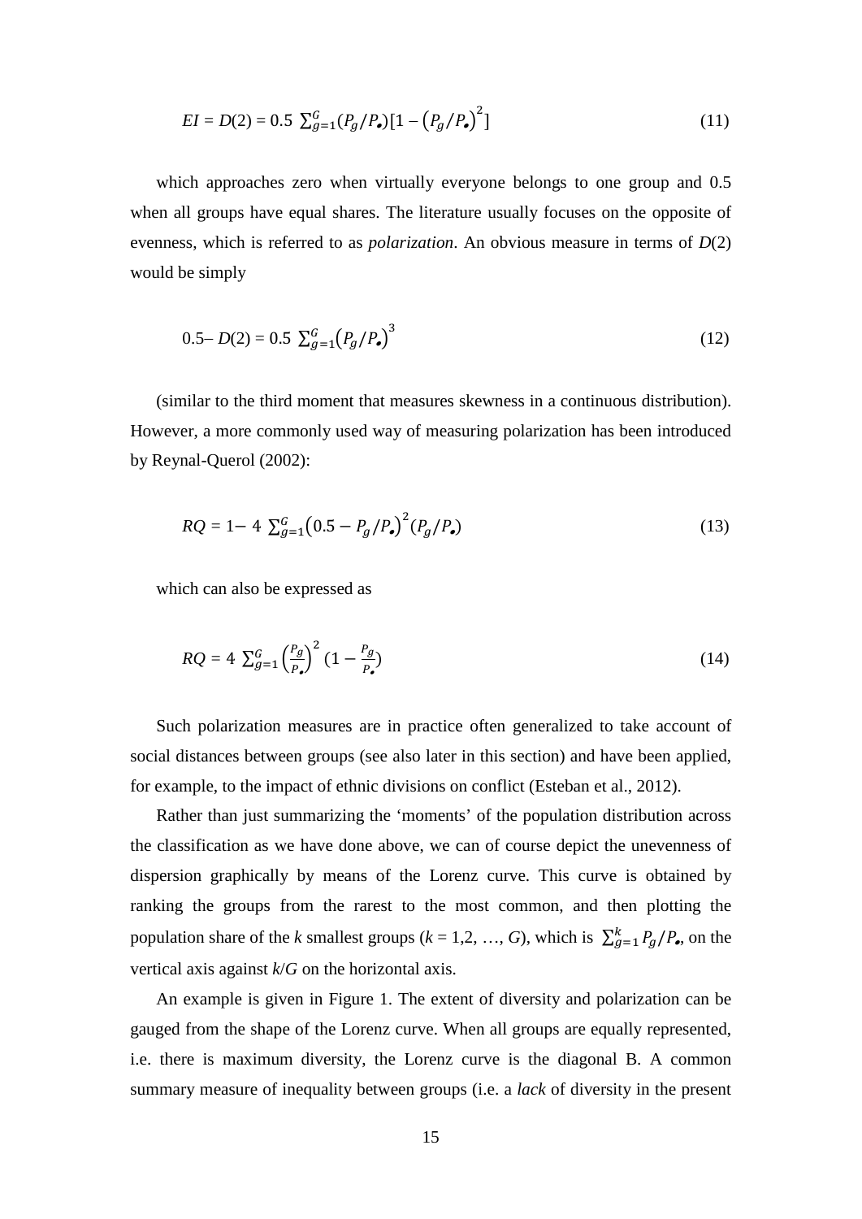$$EI = D(2) = 0.5 \sum_{g=1}^{G} (P_g/P_\bullet)[1 - (P_g/P_\bullet)^2] \tag{11}$$

which approaches zero when virtually everyone belongs to one group and 0.5 when all groups have equal shares. The literature usually focuses on the opposite of evenness, which is referred to as *polarization*. An obvious measure in terms of $D(2)$ would be simply

$$0.5 - D(2) = 0.5 \sum_{g=1}^{G} (P_g/P_\bullet)^3 \tag{12}$$

(similar to the third moment that measures skewness in a continuous distribution). However, a more commonly used way of measuring polarization has been introduced by Reynal-Querol (2002):

$$RQ = 1 - 4 \sum_{g=1}^{G} (0.5 - P_g/P_\bullet)^2 (P_g/P_\bullet) \tag{13}$$

which can also be expressed as

$$RQ = 4 \sum_{g=1}^{G} \left(\frac{P_g}{P_\bullet}\right)^2 \left(1 - \frac{P_g}{P_\bullet}\right) \tag{14}$$

Such polarization measures are in practice often generalized to take account of social distances between groups (see also later in this section) and have been applied, for example, to the impact of ethnic divisions on conflict (Esteban et al., 2012).

Rather than just summarizing the 'moments' of the population distribution across the classification as we have done above, we can of course depict the unevenness of dispersion graphically by means of the Lorenz curve. This curve is obtained by ranking the groups from the rarest to the most common, and then plotting the population share of the $k$ smallest groups ($k = 1,2, \ldots, G$), which is $\sum_{g=1}^{k} P_g/P_\bullet$, on the vertical axis against $k/G$ on the horizontal axis.

An example is given in Figure 1. The extent of diversity and polarization can be gauged from the shape of the Lorenz curve. When all groups are equally represented, i.e. there is maximum diversity, the Lorenz curve is the diagonal B. A common summary measure of inequality between groups (i.e. a *lack* of diversity in the present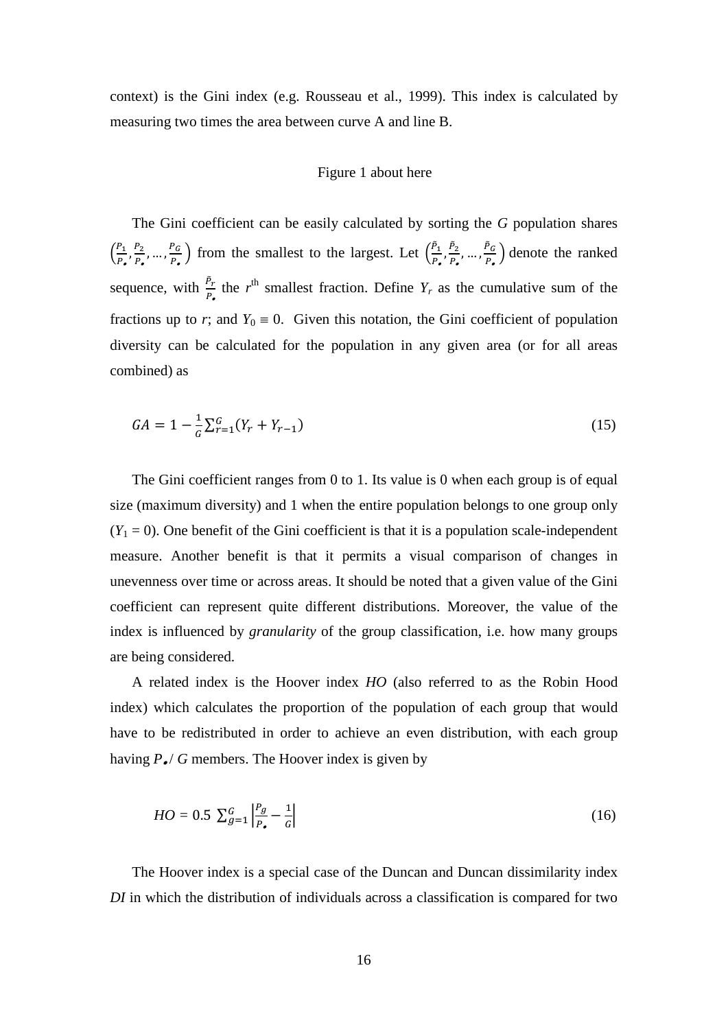context) is the Gini index (e.g. Rousseau et al., 1999). This index is calculated by measuring two times the area between curve A and line B.

Figure 1 about here

The Gini coefficient can be easily calculated by sorting the *G* population shares $\left(\frac{P_1}{P_\bullet}, \frac{P_2}{P_\bullet}, \ldots, \frac{P_G}{P_\bullet}\right)$ from the smallest to the largest. Let $\left(\frac{\tilde{P}_1}{P_\bullet}, \frac{\tilde{P}_2}{P_\bullet}, \ldots, \frac{\tilde{P}_G}{P_\bullet}\right)$ denote the ranked sequence, with $\frac{\tilde{P}_r}{P_\bullet}$ the $r^{\text{th}}$ smallest fraction. Define $Y_r$ as the cumulative sum of the fractions up to *r*; and $Y_0 \equiv 0$. Given this notation, the Gini coefficient of population diversity can be calculated for the population in any given area (or for all areas combined) as

$$GA = 1 - \frac{1}{G}\sum_{r=1}^{G}(Y_r + Y_{r-1}) \tag{15}$$

The Gini coefficient ranges from 0 to 1. Its value is 0 when each group is of equal size (maximum diversity) and 1 when the entire population belongs to one group only ($Y_1 = 0$). One benefit of the Gini coefficient is that it is a population scale-independent measure. Another benefit is that it permits a visual comparison of changes in unevenness over time or across areas. It should be noted that a given value of the Gini coefficient can represent quite different distributions. Moreover, the value of the index is influenced by *granularity* of the group classification, i.e. how many groups are being considered.

A related index is the Hoover index *HO* (also referred to as the Robin Hood index) which calculates the proportion of the population of each group that would have to be redistributed in order to achieve an even distribution, with each group having $P_\bullet / G$ members. The Hoover index is given by

$$HO = 0.5 \sum_{g=1}^{G}\left|\frac{P_g}{P_\bullet} - \frac{1}{G}\right| \tag{16}$$

The Hoover index is a special case of the Duncan and Duncan dissimilarity index *DI* in which the distribution of individuals across a classification is compared for two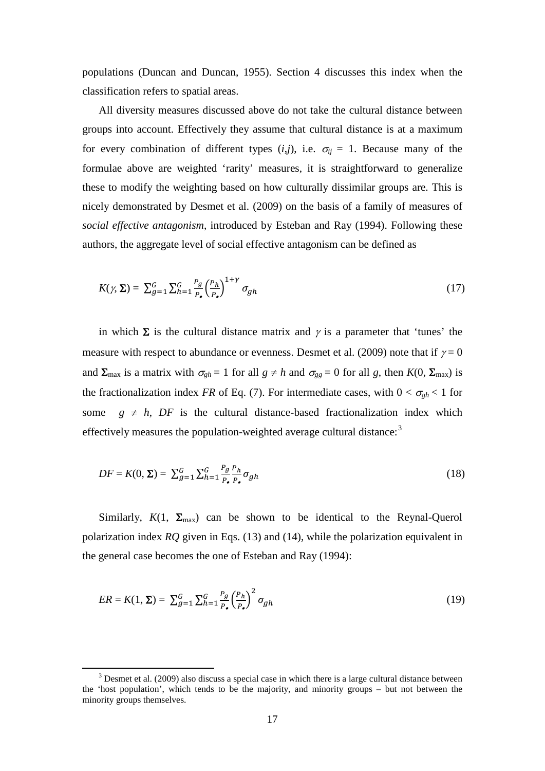populations (Duncan and Duncan, 1955). Section 4 discusses this index when the classification refers to spatial areas.

All diversity measures discussed above do not take the cultural distance between groups into account. Effectively they assume that cultural distance is at a maximum for every combination of different types $(i,j)$, i.e. $\sigma_{ij} = 1$. Because many of the formulae above are weighted 'rarity' measures, it is straightforward to generalize these to modify the weighting based on how culturally dissimilar groups are. This is nicely demonstrated by Desmet et al. (2009) on the basis of a family of measures of *social effective antagonism*, introduced by Esteban and Ray (1994). Following these authors, the aggregate level of social effective antagonism can be defined as

$$K(\gamma, \mathbf{\Sigma}) = \sum_{g=1}^{G} \sum_{h=1}^{G} \frac{P_g}{P_\bullet} \left(\frac{P_h}{P_\bullet}\right)^{1+\gamma} \sigma_{gh} \tag{17}$$

in which $\mathbf{\Sigma}$ is the cultural distance matrix and $\gamma$ is a parameter that 'tunes' the measure with respect to abundance or evenness. Desmet et al. (2009) note that if $\gamma = 0$ and $\mathbf{\Sigma}_{\max}$ is a matrix with $\sigma_{gh} = 1$ for all $g \neq h$ and $\sigma_{gg} = 0$ for all $g$, then $K(0, \mathbf{\Sigma}_{\max})$ is the fractionalization index $FR$ of Eq. (7). For intermediate cases, with $0 < \sigma_{gh} < 1$ for some $g \neq h$, $DF$ is the cultural distance-based fractionalization index which effectively measures the population-weighted average cultural distance:[3]

$$DF = K(0, \mathbf{\Sigma}) = \sum_{g=1}^{G} \sum_{h=1}^{G} \frac{P_g}{P_\bullet} \frac{P_h}{P_\bullet} \sigma_{gh} \tag{18}$$

Similarly, $K(1, \mathbf{\Sigma}_{\max})$ can be shown to be identical to the Reynal-Querol polarization index $RQ$ given in Eqs. (13) and (14), while the polarization equivalent in the general case becomes the one of Esteban and Ray (1994):

$$ER = K(1, \mathbf{\Sigma}) = \sum_{g=1}^{G} \sum_{h=1}^{G} \frac{P_g}{P_\bullet} \left(\frac{P_h}{P_\bullet}\right)^{2} \sigma_{gh} \tag{19}$$

[3] Desmet et al. (2009) also discuss a special case in which there is a large cultural distance between the 'host population', which tends to be the majority, and minority groups – but not between the minority groups themselves.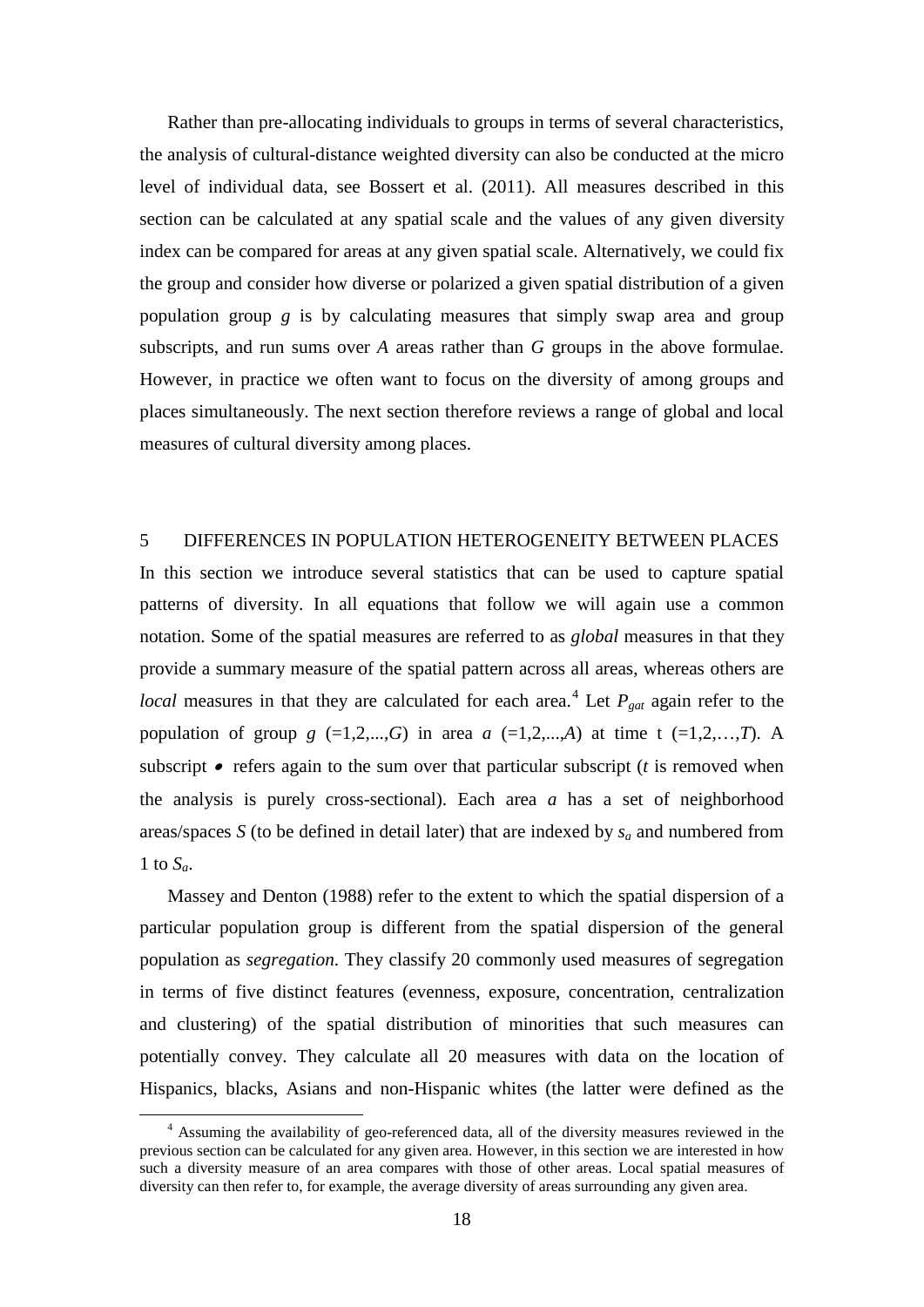Rather than pre-allocating individuals to groups in terms of several characteristics, the analysis of cultural-distance weighted diversity can also be conducted at the micro level of individual data, see Bossert et al. (2011). All measures described in this section can be calculated at any spatial scale and the values of any given diversity index can be compared for areas at any given spatial scale. Alternatively, we could fix the group and consider how diverse or polarized a given spatial distribution of a given population group $g$ is by calculating measures that simply swap area and group subscripts, and run sums over $A$ areas rather than $G$ groups in the above formulae. However, in practice we often want to focus on the diversity of among groups and places simultaneously. The next section therefore reviews a range of global and local measures of cultural diversity among places.

## 5 DIFFERENCES IN POPULATION HETEROGENEITY BETWEEN PLACES

In this section we introduce several statistics that can be used to capture spatial patterns of diversity. In all equations that follow we will again use a common notation. Some of the spatial measures are referred to as *global* measures in that they provide a summary measure of the spatial pattern across all areas, whereas others are *local* measures in that they are calculated for each area.[4] Let $P_{gat}$ again refer to the population of group $g$ $(=1,2,...,G)$ in area $a$ $(=1,2,...,A)$ at time t $(=1,2,\ldots,T)$. A subscript $\bullet$ refers again to the sum over that particular subscript ($t$ is removed when the analysis is purely cross-sectional). Each area $a$ has a set of neighborhood areas/spaces $S$ (to be defined in detail later) that are indexed by $s_a$ and numbered from 1 to $S_a$.

Massey and Denton (1988) refer to the extent to which the spatial dispersion of a particular population group is different from the spatial dispersion of the general population as *segregation*. They classify 20 commonly used measures of segregation in terms of five distinct features (evenness, exposure, concentration, centralization and clustering) of the spatial distribution of minorities that such measures can potentially convey. They calculate all 20 measures with data on the location of Hispanics, blacks, Asians and non-Hispanic whites (the latter were defined as the

[4] Assuming the availability of geo-referenced data, all of the diversity measures reviewed in the previous section can be calculated for any given area. However, in this section we are interested in how such a diversity measure of an area compares with those of other areas. Local spatial measures of diversity can then refer to, for example, the average diversity of areas surrounding any given area.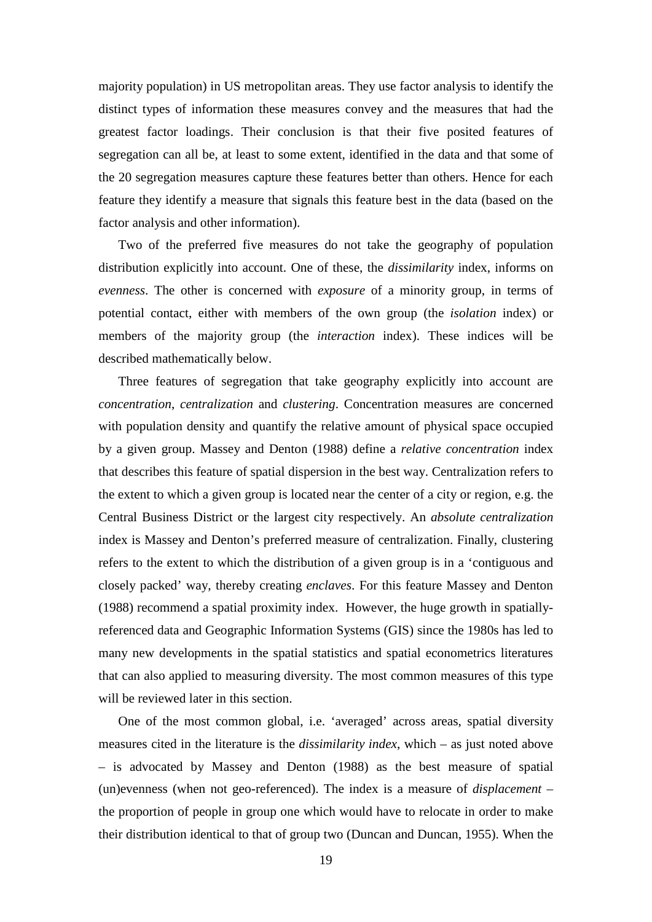majority population) in US metropolitan areas. They use factor analysis to identify the distinct types of information these measures convey and the measures that had the greatest factor loadings. Their conclusion is that their five posited features of segregation can all be, at least to some extent, identified in the data and that some of the 20 segregation measures capture these features better than others. Hence for each feature they identify a measure that signals this feature best in the data (based on the factor analysis and other information).

Two of the preferred five measures do not take the geography of population distribution explicitly into account. One of these, the *dissimilarity* index, informs on *evenness*. The other is concerned with *exposure* of a minority group, in terms of potential contact, either with members of the own group (the *isolation* index) or members of the majority group (the *interaction* index). These indices will be described mathematically below.

Three features of segregation that take geography explicitly into account are *concentration*, *centralization* and *clustering*. Concentration measures are concerned with population density and quantify the relative amount of physical space occupied by a given group. Massey and Denton (1988) define a *relative concentration* index that describes this feature of spatial dispersion in the best way. Centralization refers to the extent to which a given group is located near the center of a city or region, e.g. the Central Business District or the largest city respectively. An *absolute centralization* index is Massey and Denton's preferred measure of centralization. Finally, clustering refers to the extent to which the distribution of a given group is in a 'contiguous and closely packed' way, thereby creating *enclaves*. For this feature Massey and Denton (1988) recommend a spatial proximity index. However, the huge growth in spatially-referenced data and Geographic Information Systems (GIS) since the 1980s has led to many new developments in the spatial statistics and spatial econometrics literatures that can also applied to measuring diversity. The most common measures of this type will be reviewed later in this section.

One of the most common global, i.e. 'averaged' across areas, spatial diversity measures cited in the literature is the *dissimilarity index*, which – as just noted above – is advocated by Massey and Denton (1988) as the best measure of spatial (un)evenness (when not geo-referenced). The index is a measure of *displacement* – the proportion of people in group one which would have to relocate in order to make their distribution identical to that of group two (Duncan and Duncan, 1955). When the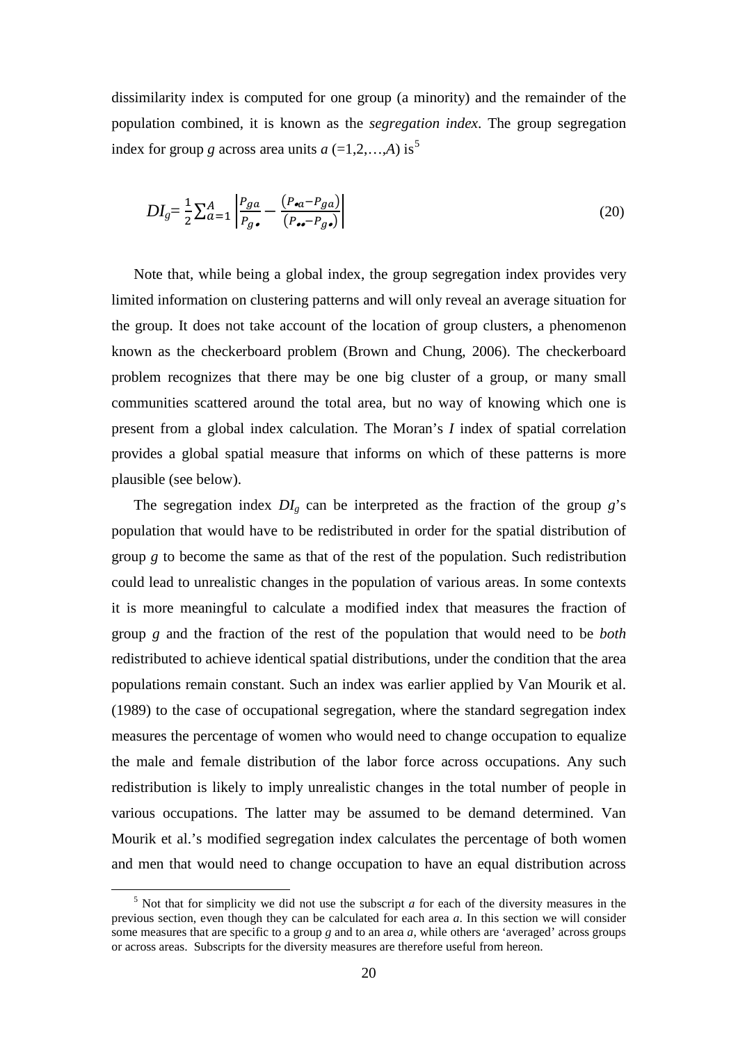dissimilarity index is computed for one group (a minority) and the remainder of the population combined, it is known as the *segregation index*. The group segregation index for group $g$ across area units $a$ (=1,2,…,$A$) is[5]

$$DI_g = \frac{1}{2}\sum_{a=1}^{A}\left|\frac{P_{ga}}{P_{g\bullet}} - \frac{(P_{\bullet a} - P_{ga})}{(P_{\bullet\bullet} - P_{g\bullet})}\right| \tag{20}$$

Note that, while being a global index, the group segregation index provides very limited information on clustering patterns and will only reveal an average situation for the group. It does not take account of the location of group clusters, a phenomenon known as the checkerboard problem (Brown and Chung, 2006). The checkerboard problem recognizes that there may be one big cluster of a group, or many small communities scattered around the total area, but no way of knowing which one is present from a global index calculation. The Moran's $I$ index of spatial correlation provides a global spatial measure that informs on which of these patterns is more plausible (see below).

The segregation index $DI_g$ can be interpreted as the fraction of the group $g$'s population that would have to be redistributed in order for the spatial distribution of group $g$ to become the same as that of the rest of the population. Such redistribution could lead to unrealistic changes in the population of various areas. In some contexts it is more meaningful to calculate a modified index that measures the fraction of group $g$ and the fraction of the rest of the population that would need to be *both* redistributed to achieve identical spatial distributions, under the condition that the area populations remain constant. Such an index was earlier applied by Van Mourik et al. (1989) to the case of occupational segregation, where the standard segregation index measures the percentage of women who would need to change occupation to equalize the male and female distribution of the labor force across occupations. Any such redistribution is likely to imply unrealistic changes in the total number of people in various occupations. The latter may be assumed to be demand determined. Van Mourik et al.'s modified segregation index calculates the percentage of both women and men that would need to change occupation to have an equal distribution across

[5] Not that for simplicity we did not use the subscript $a$ for each of the diversity measures in the previous section, even though they can be calculated for each area $a$. In this section we will consider some measures that are specific to a group $g$ and to an area $a$, while others are 'averaged' across groups or across areas. Subscripts for the diversity measures are therefore useful from hereon.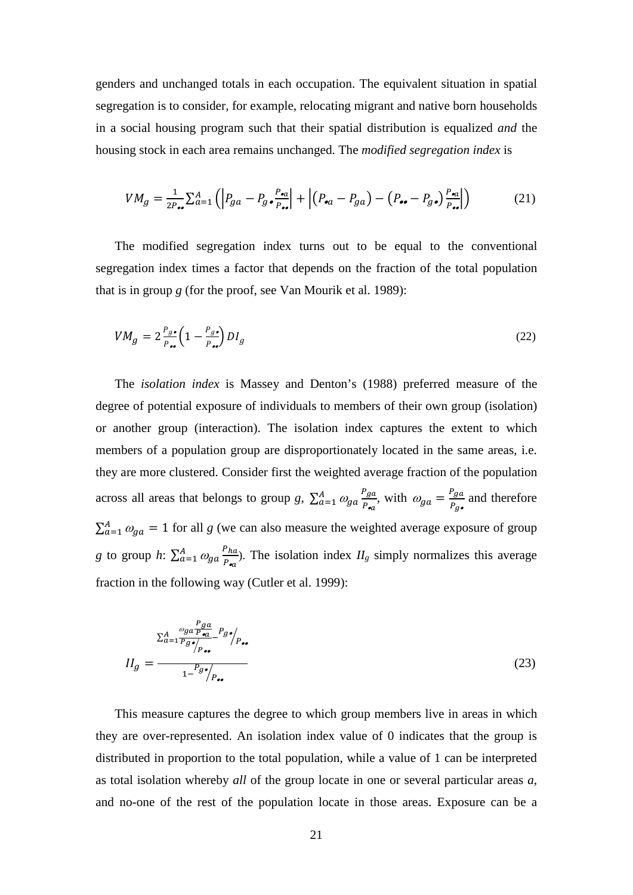genders and unchanged totals in each occupation. The equivalent situation in spatial segregation is to consider, for example, relocating migrant and native born households in a social housing program such that their spatial distribution is equalized *and* the housing stock in each area remains unchanged. The *modified segregation index* is

$$VM_g = \frac{1}{2P_{\bullet\bullet}} \sum_{a=1}^{A} \left( \left| P_{ga} - P_{g\bullet} \frac{P_{\bullet a}}{P_{\bullet\bullet}} \right| + \left| \left(P_{\bullet a} - P_{ga}\right) - \left(P_{\bullet\bullet} - P_{g\bullet}\right) \frac{P_{\bullet a}}{P_{\bullet\bullet}} \right| \right) \tag{21}$$

The modified segregation index turns out to be equal to the conventional segregation index times a factor that depends on the fraction of the total population that is in group $g$ (for the proof, see Van Mourik et al. 1989):

$$VM_g = 2\frac{P_{g\bullet}}{P_{\bullet\bullet}}\left(1 - \frac{P_{g\bullet}}{P_{\bullet\bullet}}\right) DI_g \tag{22}$$

The *isolation index* is Massey and Denton's (1988) preferred measure of the degree of potential exposure of individuals to members of their own group (isolation) or another group (interaction). The isolation index captures the extent to which members of a population group are disproportionately located in the same areas, i.e. they are more clustered. Consider first the weighted average fraction of the population across all areas that belongs to group $g$, $\sum_{a=1}^{A} \omega_{ga} \frac{P_{ga}}{P_{\bullet a}}$, with $\omega_{ga} = \frac{P_{ga}}{P_{g\bullet}}$ and therefore $\sum_{a=1}^{A} \omega_{ga} = 1$ for all $g$ (we can also measure the weighted average exposure of group $g$ to group $h$: $\sum_{a=1}^{A} \omega_{ga} \frac{P_{ha}}{P_{\bullet a}}$). The isolation index $II_g$ simply normalizes this average fraction in the following way (Cutler et al. 1999):

$$II_g = \frac{\sum_{a=1}^{A} \frac{\omega_{ga}\frac{P_{ga}}{P_{\bullet a}}}{P_{g\bullet}/P_{\bullet\bullet}} - P_{g\bullet}/P_{\bullet\bullet}}{1 - P_{g\bullet}/P_{\bullet\bullet}} \tag{23}$$

This measure captures the degree to which group members live in areas in which they are over-represented. An isolation index value of 0 indicates that the group is distributed in proportion to the total population, while a value of 1 can be interpreted as total isolation whereby *all* of the group locate in one or several particular areas $a$, and no-one of the rest of the population locate in those areas. Exposure can be a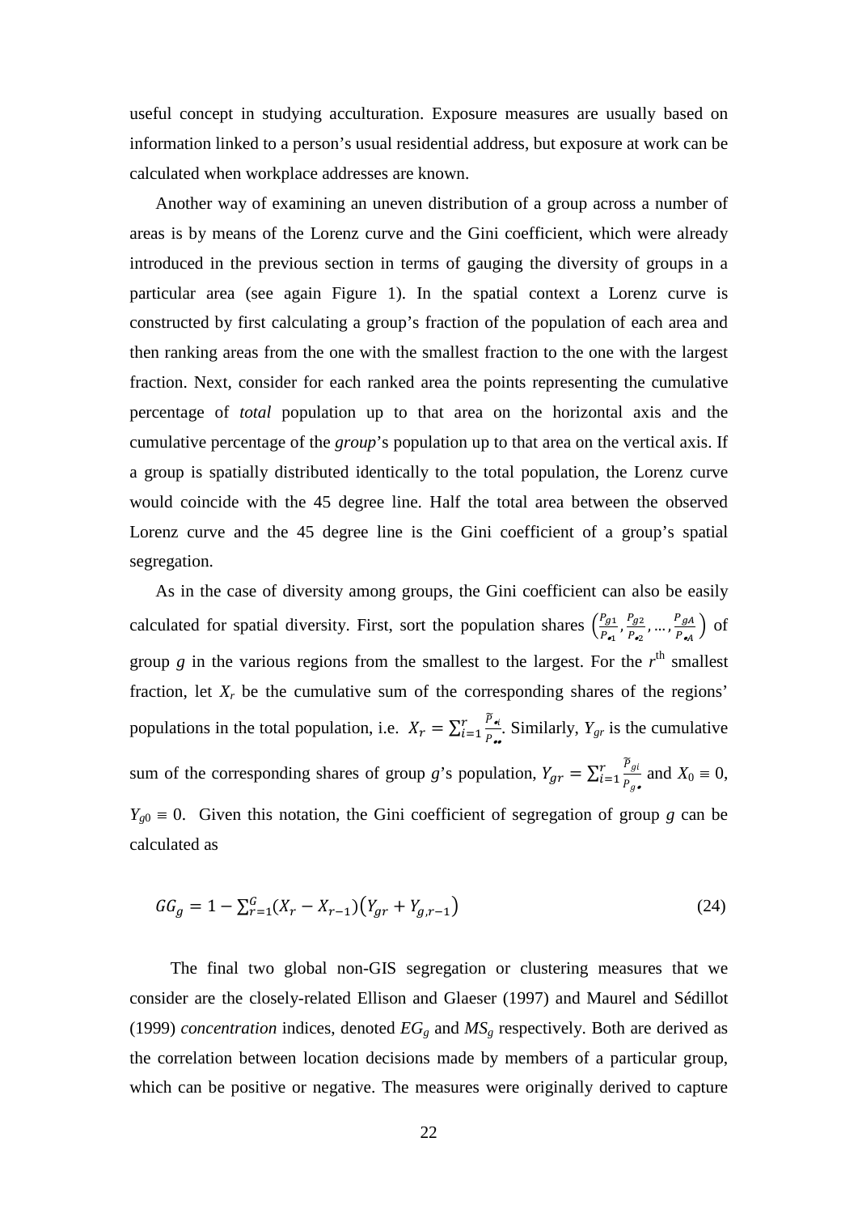useful concept in studying acculturation. Exposure measures are usually based on information linked to a person's usual residential address, but exposure at work can be calculated when workplace addresses are known.

Another way of examining an uneven distribution of a group across a number of areas is by means of the Lorenz curve and the Gini coefficient, which were already introduced in the previous section in terms of gauging the diversity of groups in a particular area (see again Figure 1). In the spatial context a Lorenz curve is constructed by first calculating a group's fraction of the population of each area and then ranking areas from the one with the smallest fraction to the one with the largest fraction. Next, consider for each ranked area the points representing the cumulative percentage of *total* population up to that area on the horizontal axis and the cumulative percentage of the *group*'s population up to that area on the vertical axis. If a group is spatially distributed identically to the total population, the Lorenz curve would coincide with the 45 degree line. Half the total area between the observed Lorenz curve and the 45 degree line is the Gini coefficient of a group's spatial segregation.

As in the case of diversity among groups, the Gini coefficient can also be easily calculated for spatial diversity. First, sort the population shares $\left(\frac{P_{g1}}{P_{\bullet 1}}, \frac{P_{g2}}{P_{\bullet 2}}, \ldots, \frac{P_{gA}}{P_{\bullet A}}\right)$ of group $g$ in the various regions from the smallest to the largest. For the $r^{\text{th}}$ smallest fraction, let $X_r$ be the cumulative sum of the corresponding shares of the regions' populations in the total population, i.e. $X_r = \sum_{i=1}^{r} \frac{\tilde{P}_{\bullet i}}{P_{\bullet\bullet}}$. Similarly, $Y_{gr}$ is the cumulative sum of the corresponding shares of group $g$'s population, $Y_{gr} = \sum_{i=1}^{r} \frac{\tilde{P}_{gi}}{P_{g\bullet}}$ and $X_0 \equiv 0$, $Y_{g0} \equiv 0$. Given this notation, the Gini coefficient of segregation of group $g$ can be calculated as

$$GG_g = 1 - \sum_{r=1}^{G} (X_r - X_{r-1})\left(Y_{gr} + Y_{g,r-1}\right) \tag{24}$$

The final two global non-GIS segregation or clustering measures that we consider are the closely-related Ellison and Glaeser (1997) and Maurel and Sédillot (1999) *concentration* indices, denoted $EG_g$ and $MS_g$ respectively. Both are derived as the correlation between location decisions made by members of a particular group, which can be positive or negative. The measures were originally derived to capture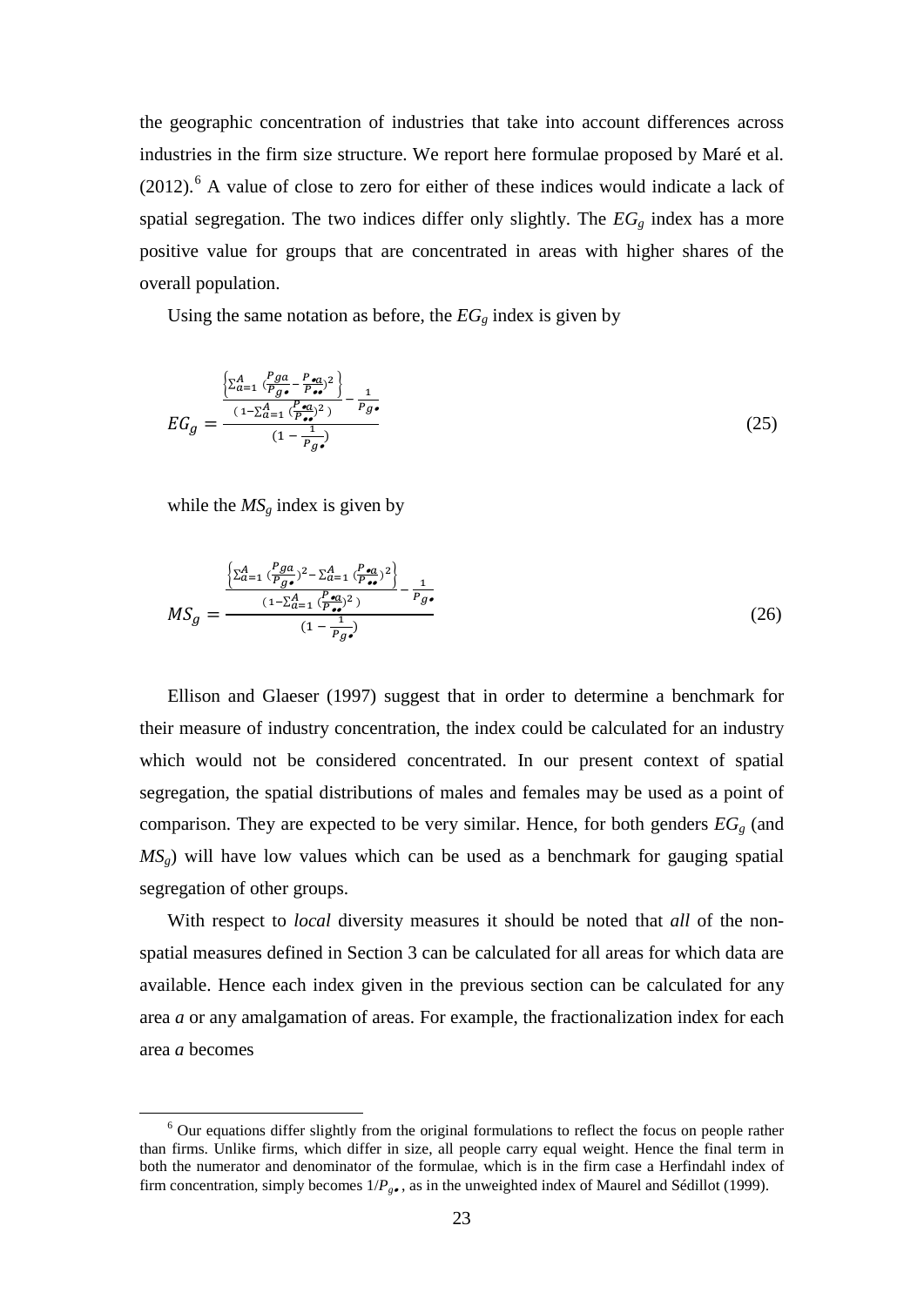the geographic concentration of industries that take into account differences across industries in the firm size structure. We report here formulae proposed by Maré et al. (2012).[6] A value of close to zero for either of these indices would indicate a lack of spatial segregation. The two indices differ only slightly. The $EG_g$ index has a more positive value for groups that are concentrated in areas with higher shares of the overall population.

Using the same notation as before, the $EG_g$ index is given by

$$EG_g = \frac{\dfrac{\left\{\sum_{a=1}^{A}\left(\frac{P_{ga}}{P_{g\bullet}} - \frac{P_{\bullet a}}{P_{\bullet\bullet}}\right)^2\right\}}{\left(1-\sum_{a=1}^{A}\left(\frac{P_{\bullet a}}{P_{\bullet\bullet}}\right)^2\right)} - \frac{1}{P_{g\bullet}}}{\left(1-\frac{1}{P_{g\bullet}}\right)} \tag{25}$$

while the $MS_g$ index is given by

$$MS_g = \frac{\dfrac{\left\{\sum_{a=1}^{A}\left(\frac{P_{ga}}{P_{g\bullet}}\right)^2 - \sum_{a=1}^{A}\left(\frac{P_{\bullet a}}{P_{\bullet\bullet}}\right)^2\right\}}{\left(1-\sum_{a=1}^{A}\left(\frac{P_{\bullet a}}{P_{\bullet\bullet}}\right)^2\right)} - \frac{1}{P_{g\bullet}}}{\left(1-\frac{1}{P_{g\bullet}}\right)} \tag{26}$$

Ellison and Glaeser (1997) suggest that in order to determine a benchmark for their measure of industry concentration, the index could be calculated for an industry which would not be considered concentrated. In our present context of spatial segregation, the spatial distributions of males and females may be used as a point of comparison. They are expected to be very similar. Hence, for both genders $EG_g$ (and $MS_g$) will have low values which can be used as a benchmark for gauging spatial segregation of other groups.

With respect to *local* diversity measures it should be noted that *all* of the non-spatial measures defined in Section 3 can be calculated for all areas for which data are available. Hence each index given in the previous section can be calculated for any area *a* or any amalgamation of areas. For example, the fractionalization index for each area *a* becomes

[6] Our equations differ slightly from the original formulations to reflect the focus on people rather than firms. Unlike firms, which differ in size, all people carry equal weight. Hence the final term in both the numerator and denominator of the formulae, which is in the firm case a Herfindahl index of firm concentration, simply becomes $1/P_{g\bullet}$, as in the unweighted index of Maurel and Sédillot (1999).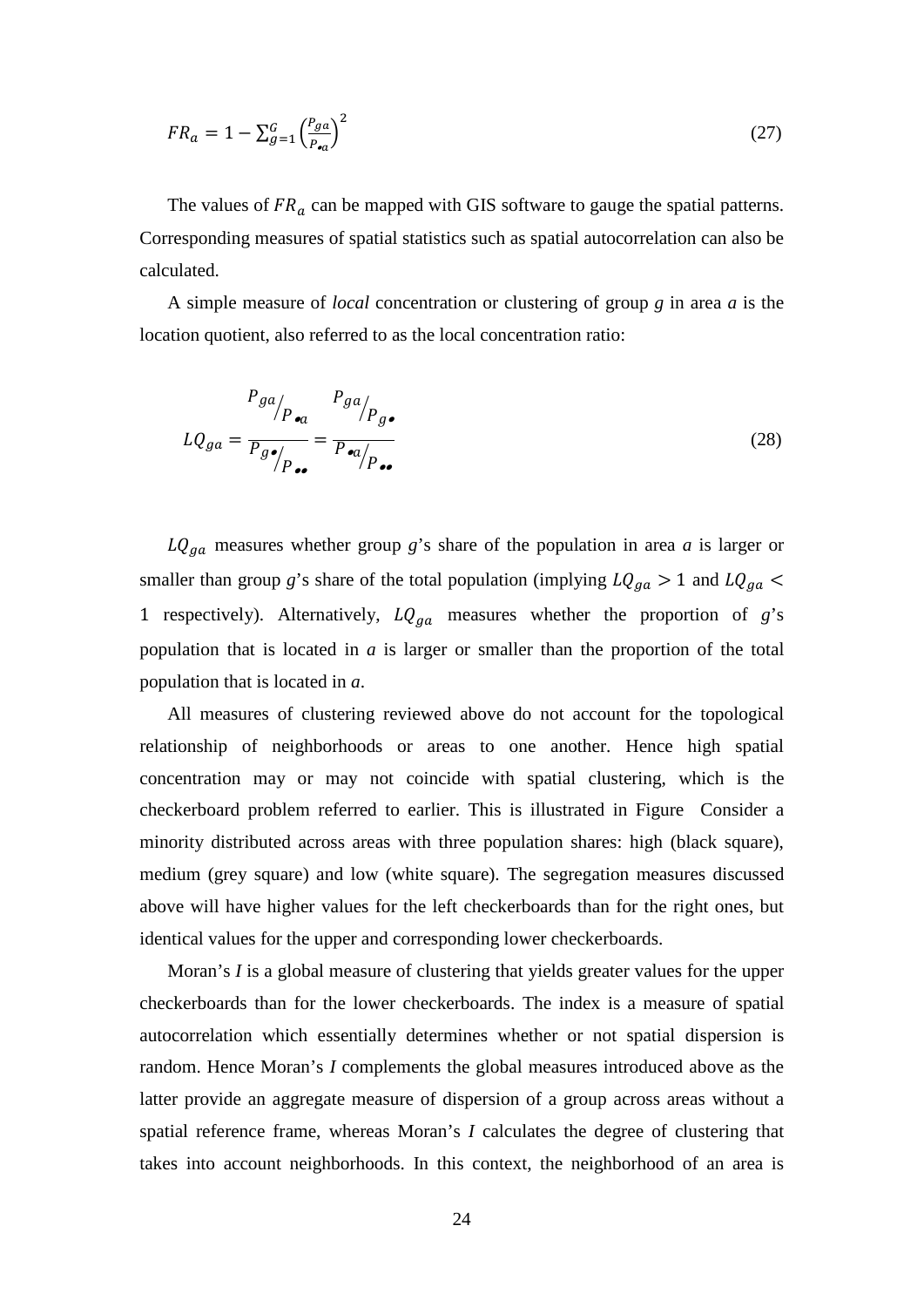$$FR_a = 1 - \sum_{g=1}^{G} \left(\frac{P_{ga}}{P_{\bullet a}}\right)^2 \tag{27}$$

The values of $FR_a$ can be mapped with GIS software to gauge the spatial patterns. Corresponding measures of spatial statistics such as spatial autocorrelation can also be calculated.

A simple measure of *local* concentration or clustering of group *g* in area *a* is the location quotient, also referred to as the local concentration ratio:

$$LQ_{ga} = \frac{P_{ga}/P_{\bullet a}}{P_{g\bullet}/P_{\bullet\bullet}} = \frac{P_{ga}/P_{g\bullet}}{P_{\bullet a}/P_{\bullet\bullet}} \tag{28}$$

$LQ_{ga}$ measures whether group *g*'s share of the population in area *a* is larger or smaller than group *g*'s share of the total population (implying $LQ_{ga} > 1$ and $LQ_{ga} < 1$ respectively). Alternatively, $LQ_{ga}$ measures whether the proportion of *g*'s population that is located in *a* is larger or smaller than the proportion of the total population that is located in *a*.

All measures of clustering reviewed above do not account for the topological relationship of neighborhoods or areas to one another. Hence high spatial concentration may or may not coincide with spatial clustering, which is the checkerboard problem referred to earlier. This is illustrated in Figure  Consider a minority distributed across areas with three population shares: high (black square), medium (grey square) and low (white square). The segregation measures discussed above will have higher values for the left checkerboards than for the right ones, but identical values for the upper and corresponding lower checkerboards.

Moran's *I* is a global measure of clustering that yields greater values for the upper checkerboards than for the lower checkerboards. The index is a measure of spatial autocorrelation which essentially determines whether or not spatial dispersion is random. Hence Moran's *I* complements the global measures introduced above as the latter provide an aggregate measure of dispersion of a group across areas without a spatial reference frame, whereas Moran's *I* calculates the degree of clustering that takes into account neighborhoods. In this context, the neighborhood of an area is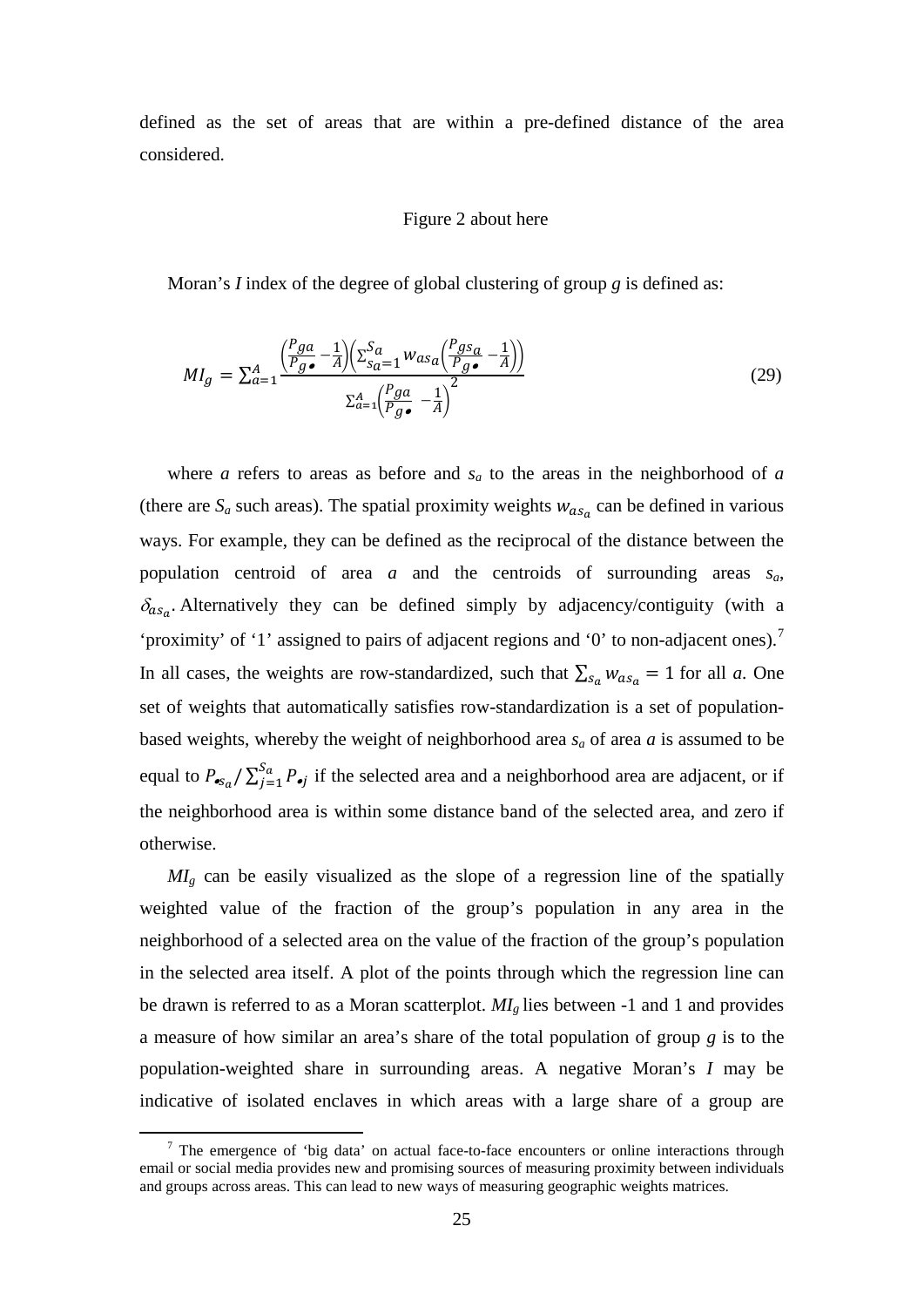defined as the set of areas that are within a pre-defined distance of the area considered.

Figure 2 about here

Moran's *I* index of the degree of global clustering of group *g* is defined as:

$$MI_g = \sum_{a=1}^{A} \frac{\left(\frac{P_{ga}}{P_{g\bullet}} - \frac{1}{A}\right)\left(\sum_{s_a=1}^{S_a} w_{as_a}\left(\frac{P_{gs_a}}{P_{g\bullet}} - \frac{1}{A}\right)\right)}{\sum_{a=1}^{A}\left(\frac{P_{ga}}{P_{g\bullet}} - \frac{1}{A}\right)^2} \tag{29}$$

where $a$ refers to areas as before and $s_a$ to the areas in the neighborhood of $a$ (there are $S_a$ such areas). The spatial proximity weights $w_{as_a}$ can be defined in various ways. For example, they can be defined as the reciprocal of the distance between the population centroid of area $a$ and the centroids of surrounding areas $s_a$, $\delta_{as_a}$. Alternatively they can be defined simply by adjacency/contiguity (with a 'proximity' of '1' assigned to pairs of adjacent regions and '0' to non-adjacent ones).[7] In all cases, the weights are row-standardized, such that $\sum_{s_a} w_{as_a} = 1$ for all $a$. One set of weights that automatically satisfies row-standardization is a set of population-based weights, whereby the weight of neighborhood area $s_a$ of area $a$ is assumed to be equal to $P_{\bullet s_a} / \sum_{j=1}^{S_a} P_{\bullet j}$ if the selected area and a neighborhood area are adjacent, or if the neighborhood area is within some distance band of the selected area, and zero if otherwise.

$MI_g$ can be easily visualized as the slope of a regression line of the spatially weighted value of the fraction of the group's population in any area in the neighborhood of a selected area on the value of the fraction of the group's population in the selected area itself. A plot of the points through which the regression line can be drawn is referred to as a Moran scatterplot. $MI_g$ lies between -1 and 1 and provides a measure of how similar an area's share of the total population of group $g$ is to the population-weighted share in surrounding areas. A negative Moran's *I* may be indicative of isolated enclaves in which areas with a large share of a group are

[7] The emergence of 'big data' on actual face-to-face encounters or online interactions through email or social media provides new and promising sources of measuring proximity between individuals and groups across areas. This can lead to new ways of measuring geographic weights matrices.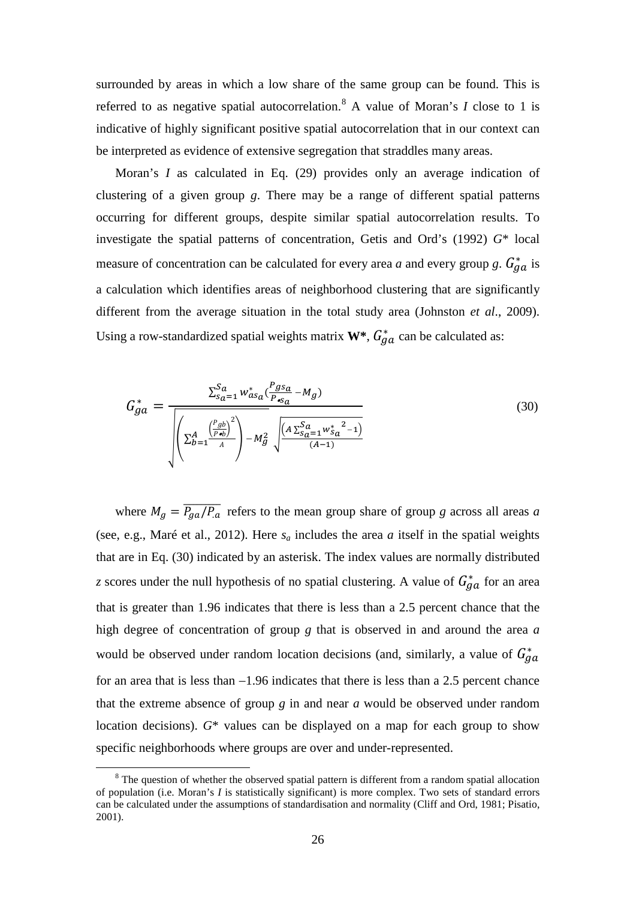surrounded by areas in which a low share of the same group can be found. This is referred to as negative spatial autocorrelation.[8] A value of Moran's *I* close to 1 is indicative of highly significant positive spatial autocorrelation that in our context can be interpreted as evidence of extensive segregation that straddles many areas.

Moran's *I* as calculated in Eq. (29) provides only an average indication of clustering of a given group *g*. There may be a range of different spatial patterns occurring for different groups, despite similar spatial autocorrelation results. To investigate the spatial patterns of concentration, Getis and Ord's (1992) *G*\* local measure of concentration can be calculated for every area *a* and every group *g*. $G_{ga}^{*}$ is a calculation which identifies areas of neighborhood clustering that are significantly different from the average situation in the total study area (Johnston *et al*., 2009). Using a row-standardized spatial weights matrix **W\***, $G_{ga}^{*}$ can be calculated as:

$$G_{ga}^{*} = \frac{\sum_{s_a=1}^{S_a} w_{as_a}^{*} \left(\frac{P_{gs_a}}{P_{\bullet s_a}} - M_g\right)}{\sqrt{\left(\sum_{b=1}^{A} \frac{\left(\frac{P_{gb}}{P_{\bullet b}}\right)^2}{A}\right) - M_g^2} \sqrt{\frac{\left(A \sum_{s_a=1}^{S_a} {w_{s_a}^{*}}^{2} - 1\right)}{(A-1)}}} \qquad (30)$$

where $M_g = \overline{P_{ga}/P_{.a}}$ refers to the mean group share of group *g* across all areas *a* (see, e.g., Maré et al., 2012). Here $s_a$ includes the area *a* itself in the spatial weights that are in Eq. (30) indicated by an asterisk. The index values are normally distributed *z* scores under the null hypothesis of no spatial clustering. A value of $G_{ga}^{*}$ for an area that is greater than 1.96 indicates that there is less than a 2.5 percent chance that the high degree of concentration of group *g* that is observed in and around the area *a* would be observed under random location decisions (and, similarly, a value of $G_{ga}^{*}$ for an area that is less than −1.96 indicates that there is less than a 2.5 percent chance that the extreme absence of group *g* in and near *a* would be observed under random location decisions). *G*\* values can be displayed on a map for each group to show specific neighborhoods where groups are over and under-represented.

[8] The question of whether the observed spatial pattern is different from a random spatial allocation of population (i.e. Moran's *I* is statistically significant) is more complex. Two sets of standard errors can be calculated under the assumptions of standardisation and normality (Cliff and Ord, 1981; Pisatio, 2001).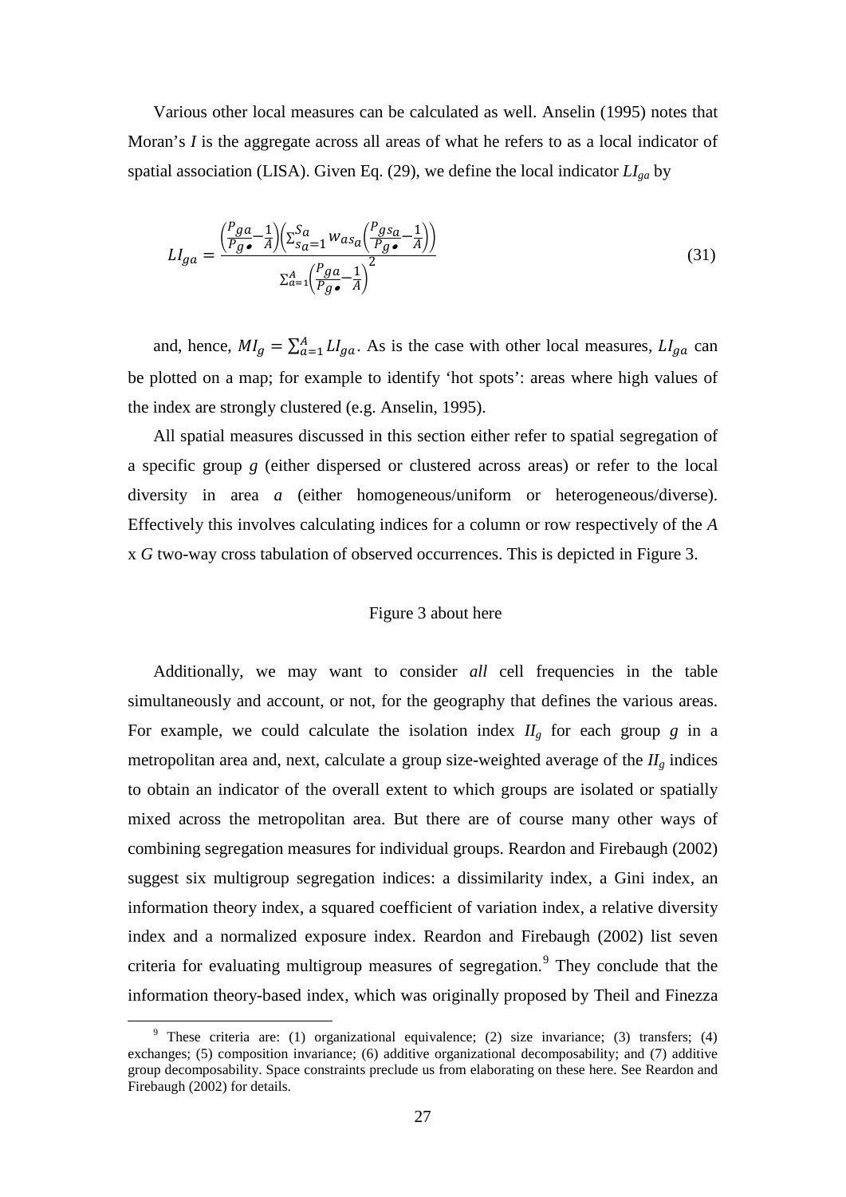Various other local measures can be calculated as well. Anselin (1995) notes that Moran's *I* is the aggregate across all areas of what he refers to as a local indicator of spatial association (LISA). Given Eq. (29), we define the local indicator $LI_{ga}$ by

$$LI_{ga} = \frac{\left(\frac{P_{ga}}{P_{g\bullet}} - \frac{1}{A}\right)\left(\sum_{s_a=1}^{S_a} w_{as_a}\left(\frac{P_{gs_a}}{P_{g\bullet}} - \frac{1}{A}\right)\right)}{\sum_{a=1}^{A}\left(\frac{P_{ga}}{P_{g\bullet}} - \frac{1}{A}\right)^2} \tag{31}$$

and, hence, $MI_g = \sum_{a=1}^{A} LI_{ga}$. As is the case with other local measures, $LI_{ga}$ can be plotted on a map; for example to identify 'hot spots': areas where high values of the index are strongly clustered (e.g. Anselin, 1995).

All spatial measures discussed in this section either refer to spatial segregation of a specific group *g* (either dispersed or clustered across areas) or refer to the local diversity in area *a* (either homogeneous/uniform or heterogeneous/diverse). Effectively this involves calculating indices for a column or row respectively of the *A* x *G* two-way cross tabulation of observed occurrences. This is depicted in Figure 3.

Figure 3 about here

Additionally, we may want to consider *all* cell frequencies in the table simultaneously and account, or not, for the geography that defines the various areas. For example, we could calculate the isolation index $II_g$ for each group *g* in a metropolitan area and, next, calculate a group size-weighted average of the $II_g$ indices to obtain an indicator of the overall extent to which groups are isolated or spatially mixed across the metropolitan area. But there are of course many other ways of combining segregation measures for individual groups. Reardon and Firebaugh (2002) suggest six multigroup segregation indices: a dissimilarity index, a Gini index, an information theory index, a squared coefficient of variation index, a relative diversity index and a normalized exposure index. Reardon and Firebaugh (2002) list seven criteria for evaluating multigroup measures of segregation.[9] They conclude that the information theory-based index, which was originally proposed by Theil and Finezza

[9] These criteria are: (1) organizational equivalence; (2) size invariance; (3) transfers; (4) exchanges; (5) composition invariance; (6) additive organizational decomposability; and (7) additive group decomposability. Space constraints preclude us from elaborating on these here. See Reardon and Firebaugh (2002) for details.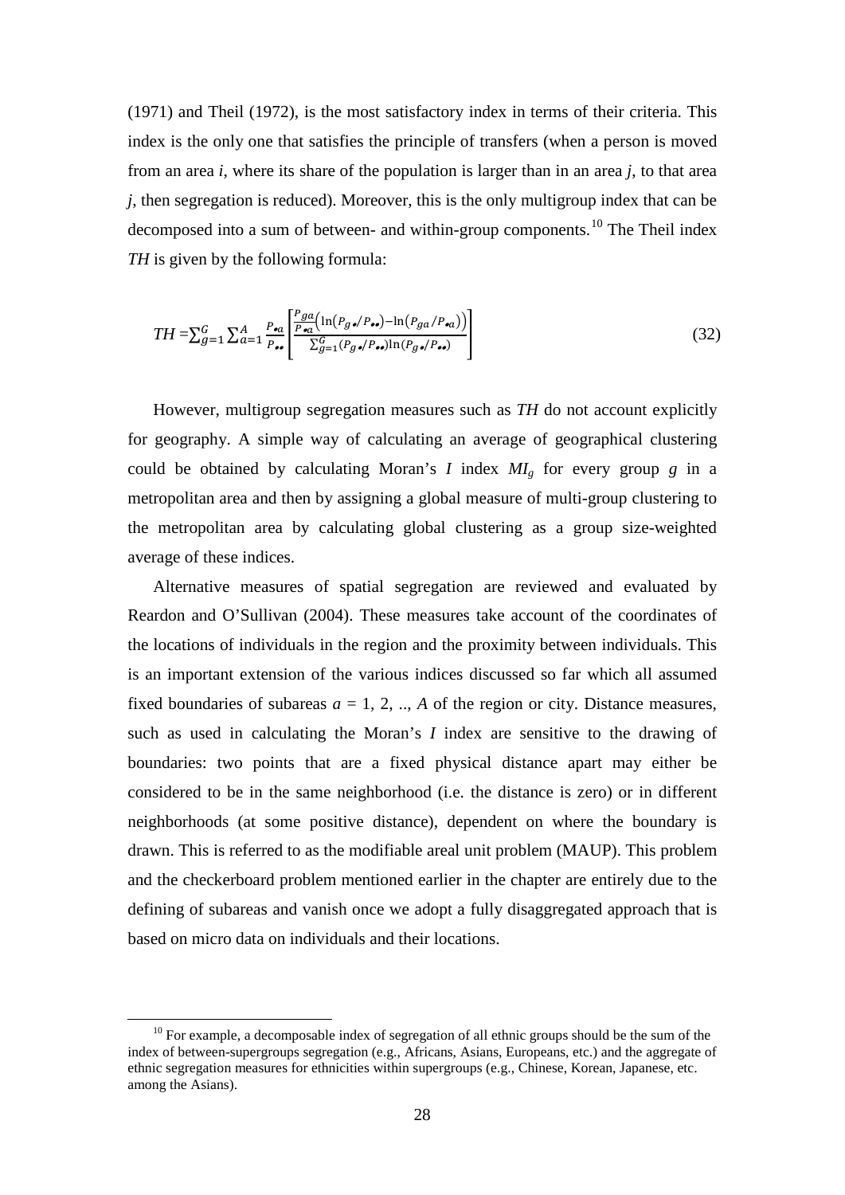(1971) and Theil (1972), is the most satisfactory index in terms of their criteria. This index is the only one that satisfies the principle of transfers (when a person is moved from an area *i*, where its share of the population is larger than in an area *j*, to that area *j*, then segregation is reduced). Moreover, this is the only multigroup index that can be decomposed into a sum of between- and within-group components.[10] The Theil index *TH* is given by the following formula:

$$TH = \sum_{g=1}^{G} \sum_{a=1}^{A} \frac{P_{\bullet a}}{P_{\bullet\bullet}} \left[ \frac{\frac{P_{ga}}{P_{\bullet a}} \left( \ln(P_{g\bullet}/P_{\bullet\bullet}) - \ln(P_{ga}/P_{\bullet a}) \right)}{\sum_{g=1}^{G} (P_{g\bullet}/P_{\bullet\bullet}) \ln(P_{g\bullet}/P_{\bullet\bullet})} \right] \quad (32)$$

However, multigroup segregation measures such as *TH* do not account explicitly for geography. A simple way of calculating an average of geographical clustering could be obtained by calculating Moran's *I* index $MI_g$ for every group *g* in a metropolitan area and then by assigning a global measure of multi-group clustering to the metropolitan area by calculating global clustering as a group size-weighted average of these indices.

Alternative measures of spatial segregation are reviewed and evaluated by Reardon and O'Sullivan (2004). These measures take account of the coordinates of the locations of individuals in the region and the proximity between individuals. This is an important extension of the various indices discussed so far which all assumed fixed boundaries of subareas $a = 1, 2, .., A$ of the region or city. Distance measures, such as used in calculating the Moran's *I* index are sensitive to the drawing of boundaries: two points that are a fixed physical distance apart may either be considered to be in the same neighborhood (i.e. the distance is zero) or in different neighborhoods (at some positive distance), dependent on where the boundary is drawn. This is referred to as the modifiable areal unit problem (MAUP). This problem and the checkerboard problem mentioned earlier in the chapter are entirely due to the defining of subareas and vanish once we adopt a fully disaggregated approach that is based on micro data on individuals and their locations.

[10] For example, a decomposable index of segregation of all ethnic groups should be the sum of the index of between-supergroups segregation (e.g., Africans, Asians, Europeans, etc.) and the aggregate of ethnic segregation measures for ethnicities within supergroups (e.g., Chinese, Korean, Japanese, etc. among the Asians).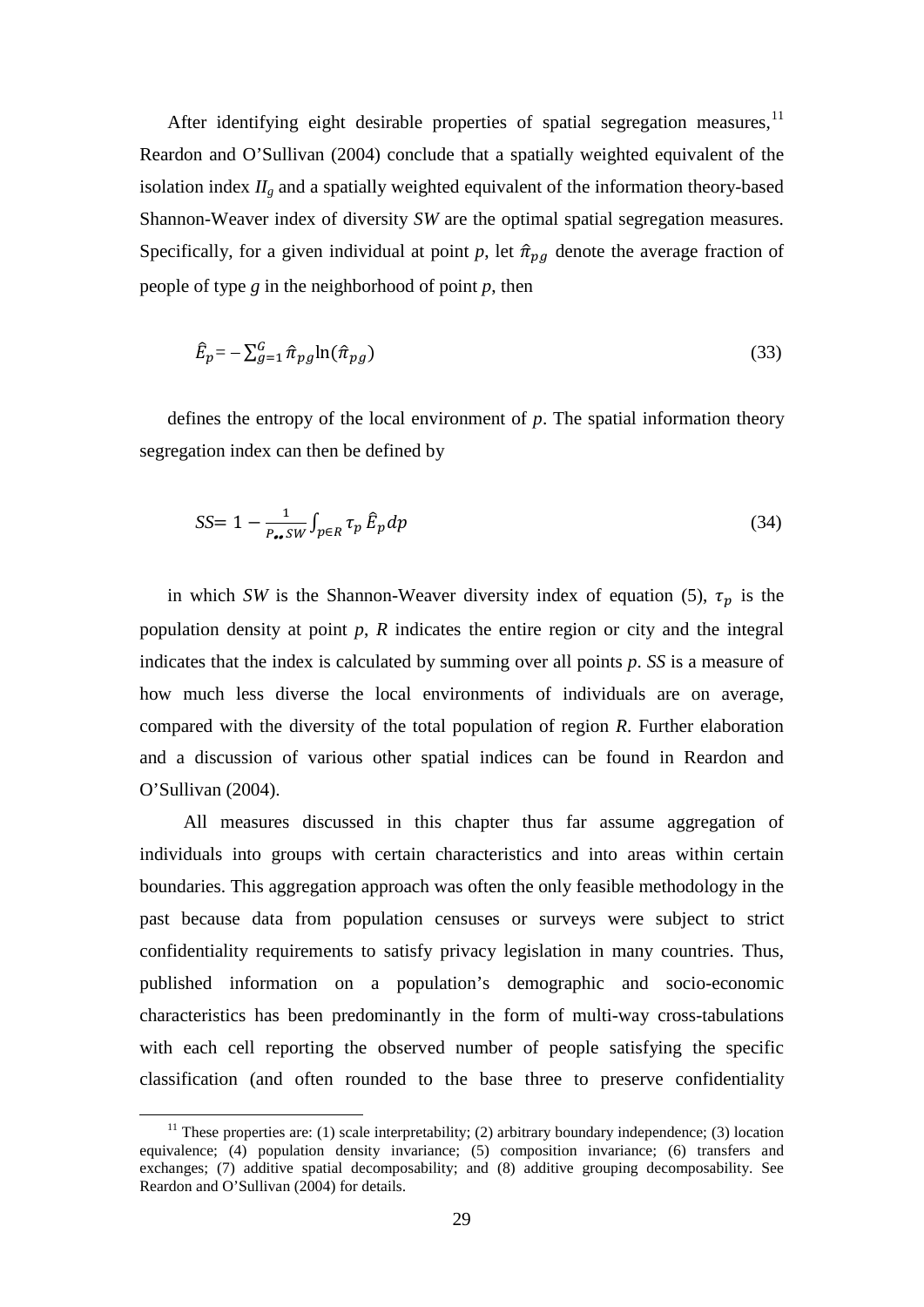After identifying eight desirable properties of spatial segregation measures,[11] Reardon and O'Sullivan (2004) conclude that a spatially weighted equivalent of the isolation index $II_g$ and a spatially weighted equivalent of the information theory-based Shannon-Weaver index of diversity *SW* are the optimal spatial segregation measures. Specifically, for a given individual at point *p*, let $\hat{\pi}_{pg}$ denote the average fraction of people of type *g* in the neighborhood of point *p*, then

$$\hat{E}_p = -\sum_{g=1}^{G} \hat{\pi}_{pg} \ln(\hat{\pi}_{pg}) \tag{33}$$

defines the entropy of the local environment of *p*. The spatial information theory segregation index can then be defined by

$$SS = 1 - \frac{1}{P_{\bullet\bullet} SW} \int_{p \in R} \tau_p \, \hat{E}_p \, dp \tag{34}$$

in which *SW* is the Shannon-Weaver diversity index of equation (5), $\tau_p$ is the population density at point *p*, *R* indicates the entire region or city and the integral indicates that the index is calculated by summing over all points *p*. *SS* is a measure of how much less diverse the local environments of individuals are on average, compared with the diversity of the total population of region *R*. Further elaboration and a discussion of various other spatial indices can be found in Reardon and O'Sullivan (2004).

All measures discussed in this chapter thus far assume aggregation of individuals into groups with certain characteristics and into areas within certain boundaries. This aggregation approach was often the only feasible methodology in the past because data from population censuses or surveys were subject to strict confidentiality requirements to satisfy privacy legislation in many countries. Thus, published information on a population's demographic and socio-economic characteristics has been predominantly in the form of multi-way cross-tabulations with each cell reporting the observed number of people satisfying the specific classification (and often rounded to the base three to preserve confidentiality

[11] These properties are: (1) scale interpretability; (2) arbitrary boundary independence; (3) location equivalence; (4) population density invariance; (5) composition invariance; (6) transfers and exchanges; (7) additive spatial decomposability; and (8) additive grouping decomposability. See Reardon and O'Sullivan (2004) for details.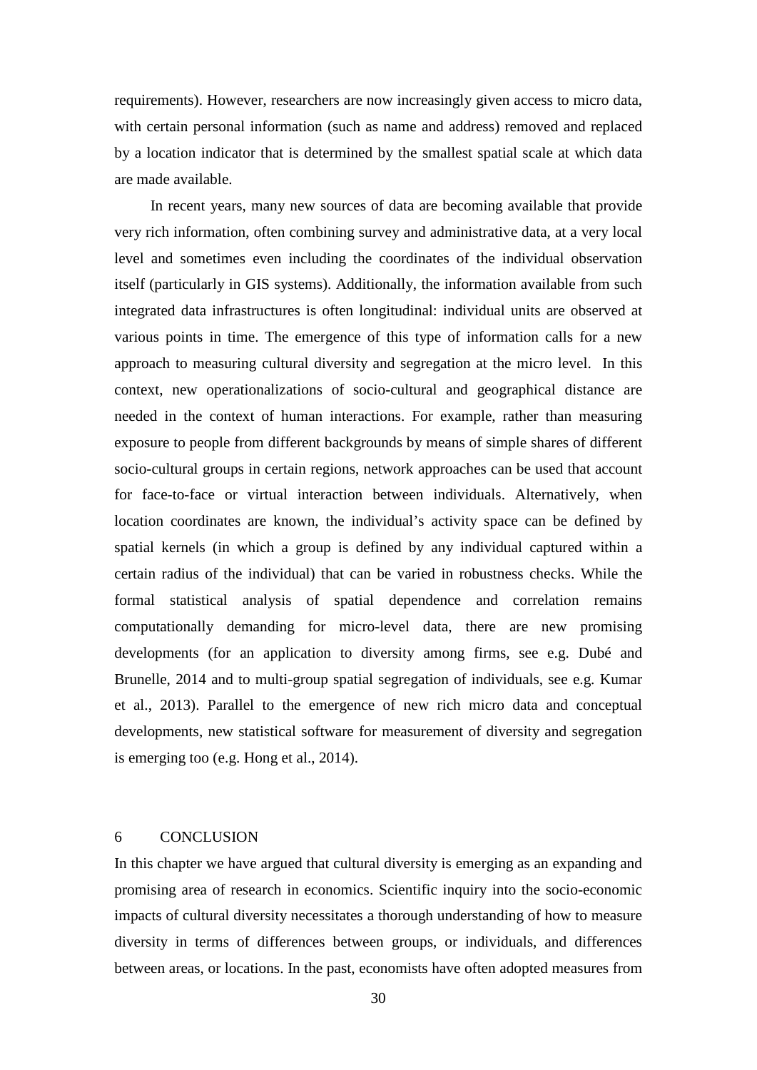requirements). However, researchers are now increasingly given access to micro data, with certain personal information (such as name and address) removed and replaced by a location indicator that is determined by the smallest spatial scale at which data are made available.

In recent years, many new sources of data are becoming available that provide very rich information, often combining survey and administrative data, at a very local level and sometimes even including the coordinates of the individual observation itself (particularly in GIS systems). Additionally, the information available from such integrated data infrastructures is often longitudinal: individual units are observed at various points in time. The emergence of this type of information calls for a new approach to measuring cultural diversity and segregation at the micro level. In this context, new operationalizations of socio-cultural and geographical distance are needed in the context of human interactions. For example, rather than measuring exposure to people from different backgrounds by means of simple shares of different socio-cultural groups in certain regions, network approaches can be used that account for face-to-face or virtual interaction between individuals. Alternatively, when location coordinates are known, the individual's activity space can be defined by spatial kernels (in which a group is defined by any individual captured within a certain radius of the individual) that can be varied in robustness checks. While the formal statistical analysis of spatial dependence and correlation remains computationally demanding for micro-level data, there are new promising developments (for an application to diversity among firms, see e.g. Dubé and Brunelle, 2014 and to multi-group spatial segregation of individuals, see e.g. Kumar et al., 2013). Parallel to the emergence of new rich micro data and conceptual developments, new statistical software for measurement of diversity and segregation is emerging too (e.g. Hong et al., 2014).

## 6 CONCLUSION

In this chapter we have argued that cultural diversity is emerging as an expanding and promising area of research in economics. Scientific inquiry into the socio-economic impacts of cultural diversity necessitates a thorough understanding of how to measure diversity in terms of differences between groups, or individuals, and differences between areas, or locations. In the past, economists have often adopted measures from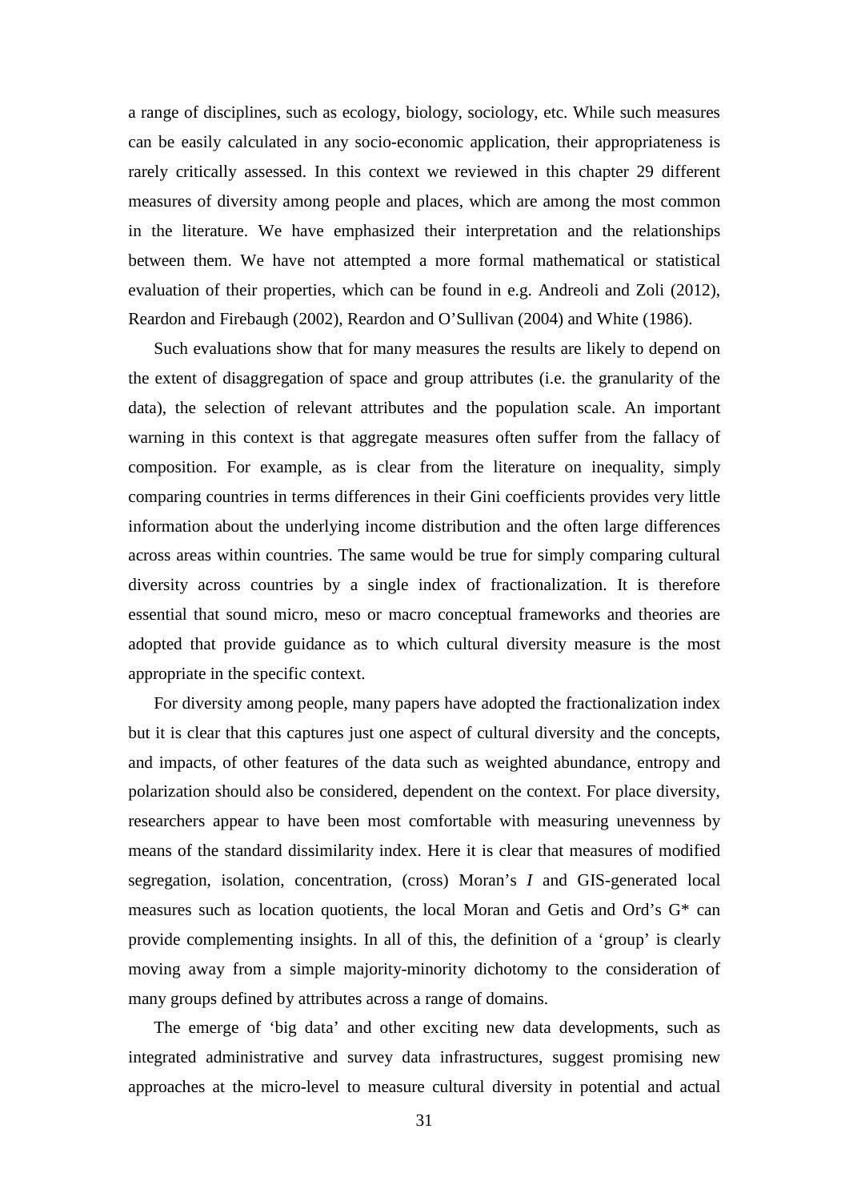a range of disciplines, such as ecology, biology, sociology, etc. While such measures can be easily calculated in any socio-economic application, their appropriateness is rarely critically assessed. In this context we reviewed in this chapter 29 different measures of diversity among people and places, which are among the most common in the literature. We have emphasized their interpretation and the relationships between them. We have not attempted a more formal mathematical or statistical evaluation of their properties, which can be found in e.g. Andreoli and Zoli (2012), Reardon and Firebaugh (2002), Reardon and O'Sullivan (2004) and White (1986).

Such evaluations show that for many measures the results are likely to depend on the extent of disaggregation of space and group attributes (i.e. the granularity of the data), the selection of relevant attributes and the population scale. An important warning in this context is that aggregate measures often suffer from the fallacy of composition. For example, as is clear from the literature on inequality, simply comparing countries in terms differences in their Gini coefficients provides very little information about the underlying income distribution and the often large differences across areas within countries. The same would be true for simply comparing cultural diversity across countries by a single index of fractionalization. It is therefore essential that sound micro, meso or macro conceptual frameworks and theories are adopted that provide guidance as to which cultural diversity measure is the most appropriate in the specific context.

For diversity among people, many papers have adopted the fractionalization index but it is clear that this captures just one aspect of cultural diversity and the concepts, and impacts, of other features of the data such as weighted abundance, entropy and polarization should also be considered, dependent on the context. For place diversity, researchers appear to have been most comfortable with measuring unevenness by means of the standard dissimilarity index. Here it is clear that measures of modified segregation, isolation, concentration, (cross) Moran's *I* and GIS-generated local measures such as location quotients, the local Moran and Getis and Ord's G* can provide complementing insights. In all of this, the definition of a 'group' is clearly moving away from a simple majority-minority dichotomy to the consideration of many groups defined by attributes across a range of domains.

The emerge of 'big data' and other exciting new data developments, such as integrated administrative and survey data infrastructures, suggest promising new approaches at the micro-level to measure cultural diversity in potential and actual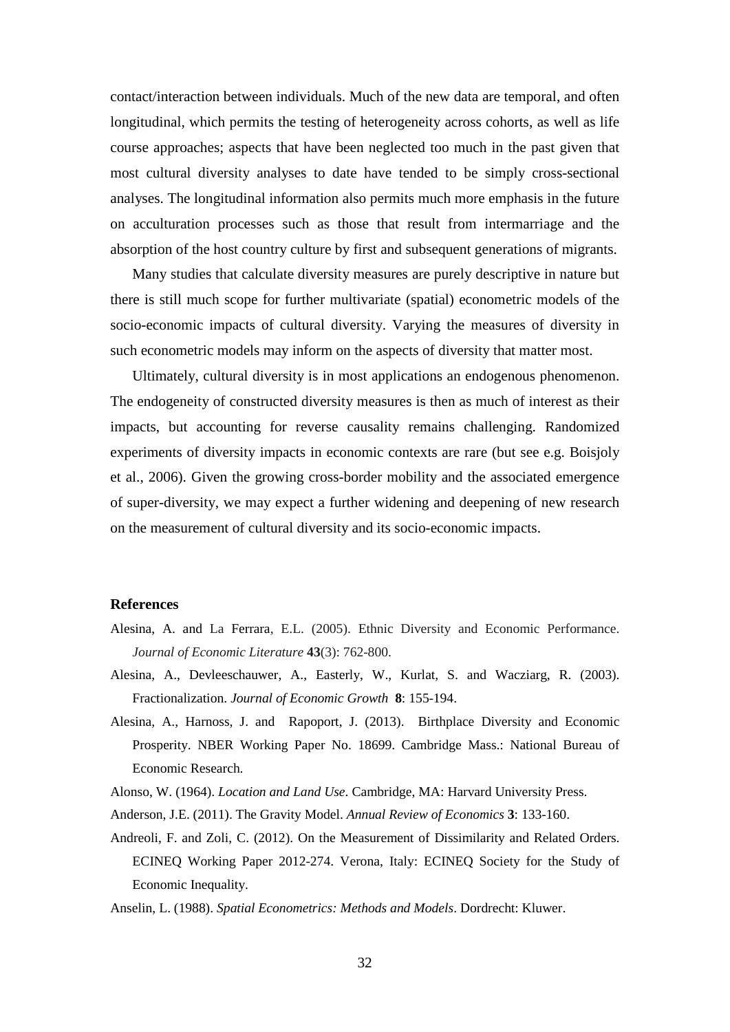contact/interaction between individuals. Much of the new data are temporal, and often longitudinal, which permits the testing of heterogeneity across cohorts, as well as life course approaches; aspects that have been neglected too much in the past given that most cultural diversity analyses to date have tended to be simply cross-sectional analyses. The longitudinal information also permits much more emphasis in the future on acculturation processes such as those that result from intermarriage and the absorption of the host country culture by first and subsequent generations of migrants.

Many studies that calculate diversity measures are purely descriptive in nature but there is still much scope for further multivariate (spatial) econometric models of the socio-economic impacts of cultural diversity. Varying the measures of diversity in such econometric models may inform on the aspects of diversity that matter most.

Ultimately, cultural diversity is in most applications an endogenous phenomenon. The endogeneity of constructed diversity measures is then as much of interest as their impacts, but accounting for reverse causality remains challenging. Randomized experiments of diversity impacts in economic contexts are rare (but see e.g. Boisjoly et al., 2006). Given the growing cross-border mobility and the associated emergence of super-diversity, we may expect a further widening and deepening of new research on the measurement of cultural diversity and its socio-economic impacts.

## References

Alesina, A. and La Ferrara, E.L. (2005). Ethnic Diversity and Economic Performance. *Journal of Economic Literature* **43**(3): 762-800.

Alesina, A., Devleeschauwer, A., Easterly, W., Kurlat, S. and Wacziarg, R. (2003). Fractionalization. *Journal of Economic Growth* **8**: 155-194.

Alesina, A., Harnoss, J. and Rapoport, J. (2013). Birthplace Diversity and Economic Prosperity. NBER Working Paper No. 18699. Cambridge Mass.: National Bureau of Economic Research.

Alonso, W. (1964). *Location and Land Use*. Cambridge, MA: Harvard University Press.

Anderson, J.E. (2011). The Gravity Model. *Annual Review of Economics* **3**: 133-160.

Andreoli, F. and Zoli, C. (2012). On the Measurement of Dissimilarity and Related Orders. ECINEQ Working Paper 2012-274. Verona, Italy: ECINEQ Society for the Study of Economic Inequality.

Anselin, L. (1988). *Spatial Econometrics: Methods and Models*. Dordrecht: Kluwer.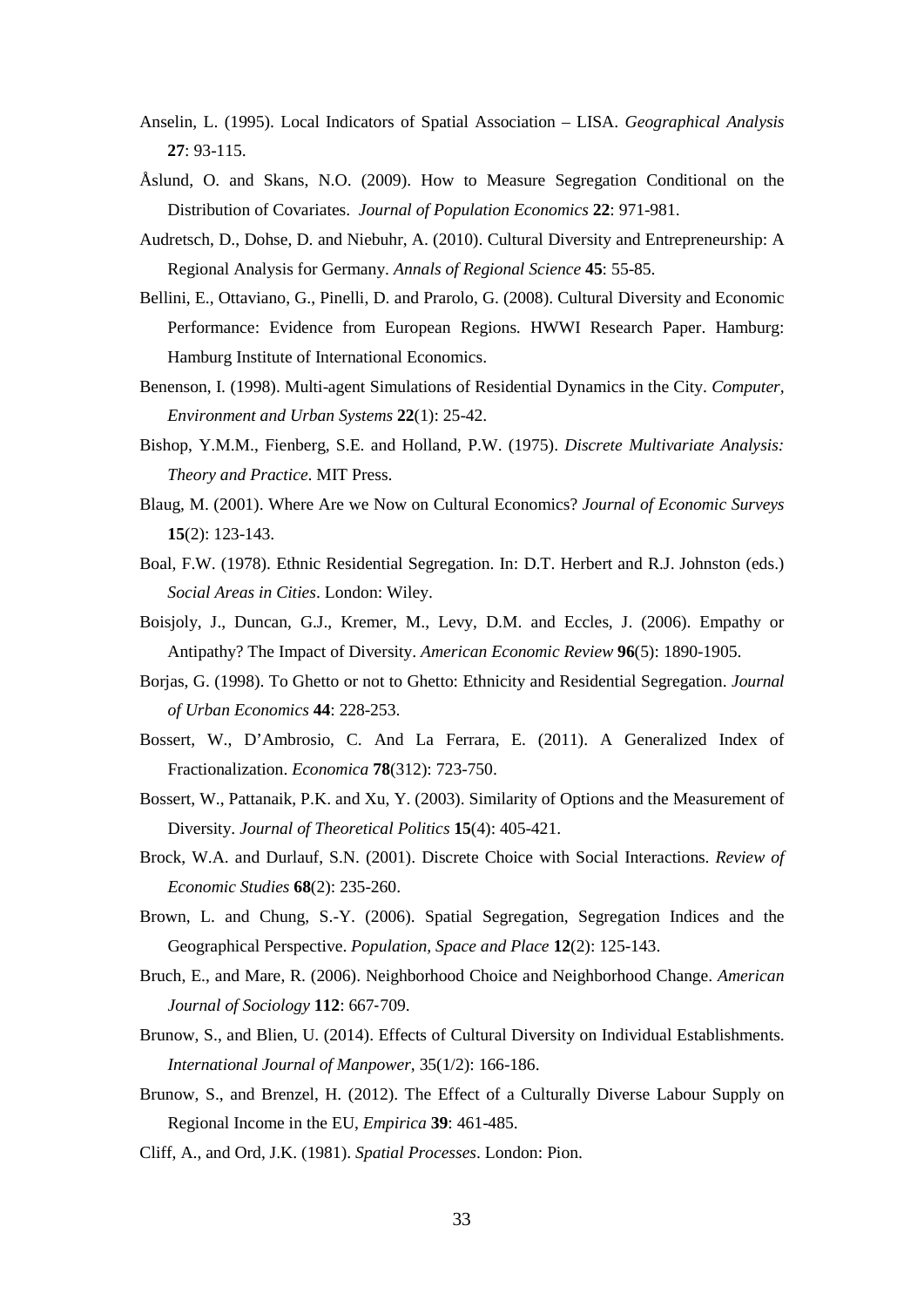Anselin, L. (1995). Local Indicators of Spatial Association – LISA. *Geographical Analysis* **27**: 93-115.

Åslund, O. and Skans, N.O. (2009). How to Measure Segregation Conditional on the Distribution of Covariates. *Journal of Population Economics* **22**: 971-981.

Audretsch, D., Dohse, D. and Niebuhr, A. (2010). Cultural Diversity and Entrepreneurship: A Regional Analysis for Germany. *Annals of Regional Science* **45**: 55-85.

Bellini, E., Ottaviano, G., Pinelli, D. and Prarolo, G. (2008). Cultural Diversity and Economic Performance: Evidence from European Regions. HWWI Research Paper. Hamburg: Hamburg Institute of International Economics.

Benenson, I. (1998). Multi-agent Simulations of Residential Dynamics in the City. *Computer, Environment and Urban Systems* **22**(1): 25-42.

Bishop, Y.M.M., Fienberg, S.E. and Holland, P.W. (1975). *Discrete Multivariate Analysis: Theory and Practice*. MIT Press.

Blaug, M. (2001). Where Are we Now on Cultural Economics? *Journal of Economic Surveys* **15**(2): 123-143.

Boal, F.W. (1978). Ethnic Residential Segregation. In: D.T. Herbert and R.J. Johnston (eds.) *Social Areas in Cities*. London: Wiley.

Boisjoly, J., Duncan, G.J., Kremer, M., Levy, D.M. and Eccles, J. (2006). Empathy or Antipathy? The Impact of Diversity. *American Economic Review* **96**(5): 1890-1905.

Borjas, G. (1998). To Ghetto or not to Ghetto: Ethnicity and Residential Segregation. *Journal of Urban Economics* **44**: 228-253.

Bossert, W., D'Ambrosio, C. And La Ferrara, E. (2011). A Generalized Index of Fractionalization. *Economica* **78**(312): 723-750.

Bossert, W., Pattanaik, P.K. and Xu, Y. (2003). Similarity of Options and the Measurement of Diversity. *Journal of Theoretical Politics* **15**(4): 405-421.

Brock, W.A. and Durlauf, S.N. (2001). Discrete Choice with Social Interactions. *Review of Economic Studies* **68**(2): 235-260.

Brown, L. and Chung, S.-Y. (2006). Spatial Segregation, Segregation Indices and the Geographical Perspective. *Population, Space and Place* **12**(2): 125-143.

Bruch, E., and Mare, R. (2006). Neighborhood Choice and Neighborhood Change. *American Journal of Sociology* **112**: 667-709.

Brunow, S., and Blien, U. (2014). Effects of Cultural Diversity on Individual Establishments. *International Journal of Manpower*, 35(1/2): 166-186.

Brunow, S., and Brenzel, H. (2012). The Effect of a Culturally Diverse Labour Supply on Regional Income in the EU, *Empirica* **39**: 461-485.

Cliff, A., and Ord, J.K. (1981). *Spatial Processes*. London: Pion.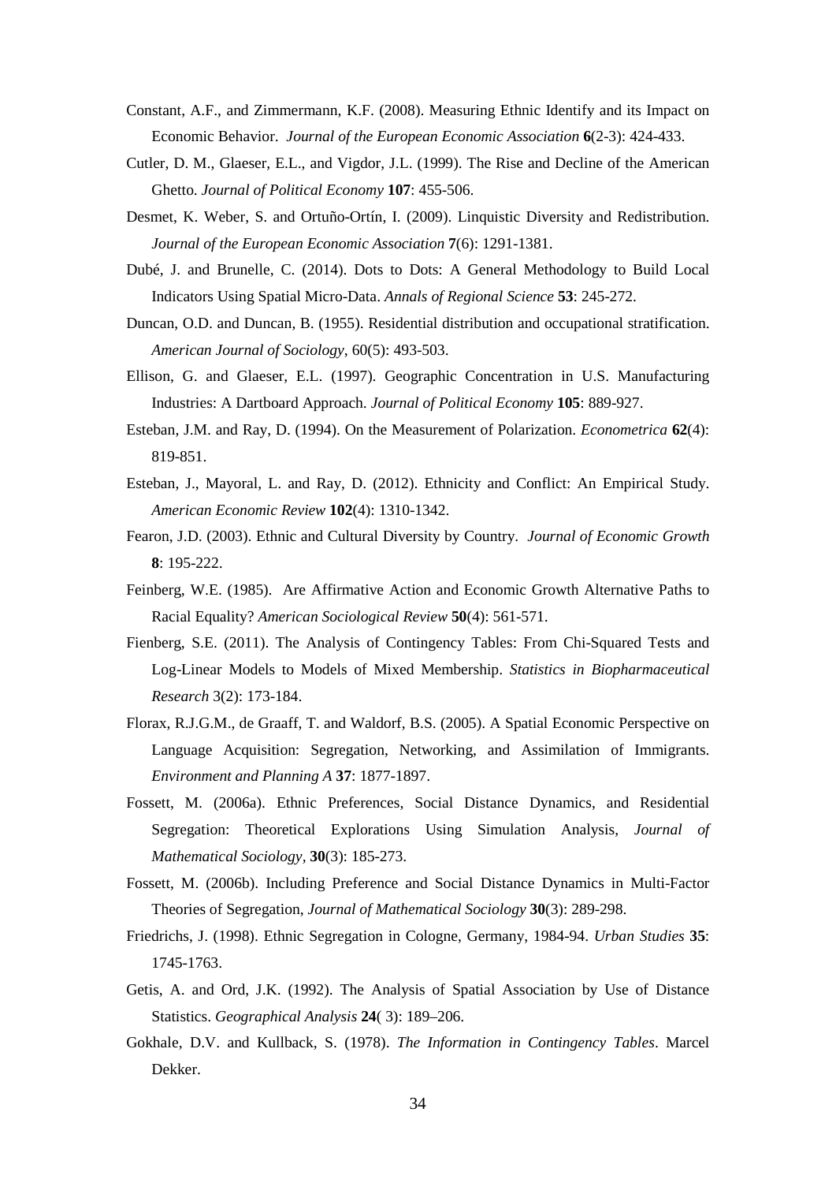Constant, A.F., and Zimmermann, K.F. (2008). Measuring Ethnic Identify and its Impact on Economic Behavior. *Journal of the European Economic Association* **6**(2-3): 424-433.

Cutler, D. M., Glaeser, E.L., and Vigdor, J.L. (1999). The Rise and Decline of the American Ghetto. *Journal of Political Economy* **107**: 455-506.

Desmet, K. Weber, S. and Ortuño-Ortín, I. (2009). Linquistic Diversity and Redistribution. *Journal of the European Economic Association* **7**(6): 1291-1381.

Dubé, J. and Brunelle, C. (2014). Dots to Dots: A General Methodology to Build Local Indicators Using Spatial Micro-Data. *Annals of Regional Science* **53**: 245-272.

Duncan, O.D. and Duncan, B. (1955). Residential distribution and occupational stratification. *American Journal of Sociology*, 60(5): 493-503.

Ellison, G. and Glaeser, E.L. (1997). Geographic Concentration in U.S. Manufacturing Industries: A Dartboard Approach. *Journal of Political Economy* **105**: 889-927.

Esteban, J.M. and Ray, D. (1994). On the Measurement of Polarization. *Econometrica* **62**(4): 819-851.

Esteban, J., Mayoral, L. and Ray, D. (2012). Ethnicity and Conflict: An Empirical Study. *American Economic Review* **102**(4): 1310-1342.

Fearon, J.D. (2003). Ethnic and Cultural Diversity by Country. *Journal of Economic Growth* **8**: 195-222.

Feinberg, W.E. (1985). Are Affirmative Action and Economic Growth Alternative Paths to Racial Equality? *American Sociological Review* **50**(4): 561-571.

Fienberg, S.E. (2011). The Analysis of Contingency Tables: From Chi-Squared Tests and Log-Linear Models to Models of Mixed Membership. *Statistics in Biopharmaceutical Research* 3(2): 173-184.

Florax, R.J.G.M., de Graaff, T. and Waldorf, B.S. (2005). A Spatial Economic Perspective on Language Acquisition: Segregation, Networking, and Assimilation of Immigrants. *Environment and Planning A* **37**: 1877-1897.

Fossett, M. (2006a). Ethnic Preferences, Social Distance Dynamics, and Residential Segregation: Theoretical Explorations Using Simulation Analysis, *Journal of Mathematical Sociology*, **30**(3): 185-273.

Fossett, M. (2006b). Including Preference and Social Distance Dynamics in Multi-Factor Theories of Segregation, *Journal of Mathematical Sociology* **30**(3): 289-298.

Friedrichs, J. (1998). Ethnic Segregation in Cologne, Germany, 1984-94. *Urban Studies* **35**: 1745-1763.

Getis, A. and Ord, J.K. (1992). The Analysis of Spatial Association by Use of Distance Statistics. *Geographical Analysis* **24**( 3): 189–206.

Gokhale, D.V. and Kullback, S. (1978). *The Information in Contingency Tables*. Marcel Dekker.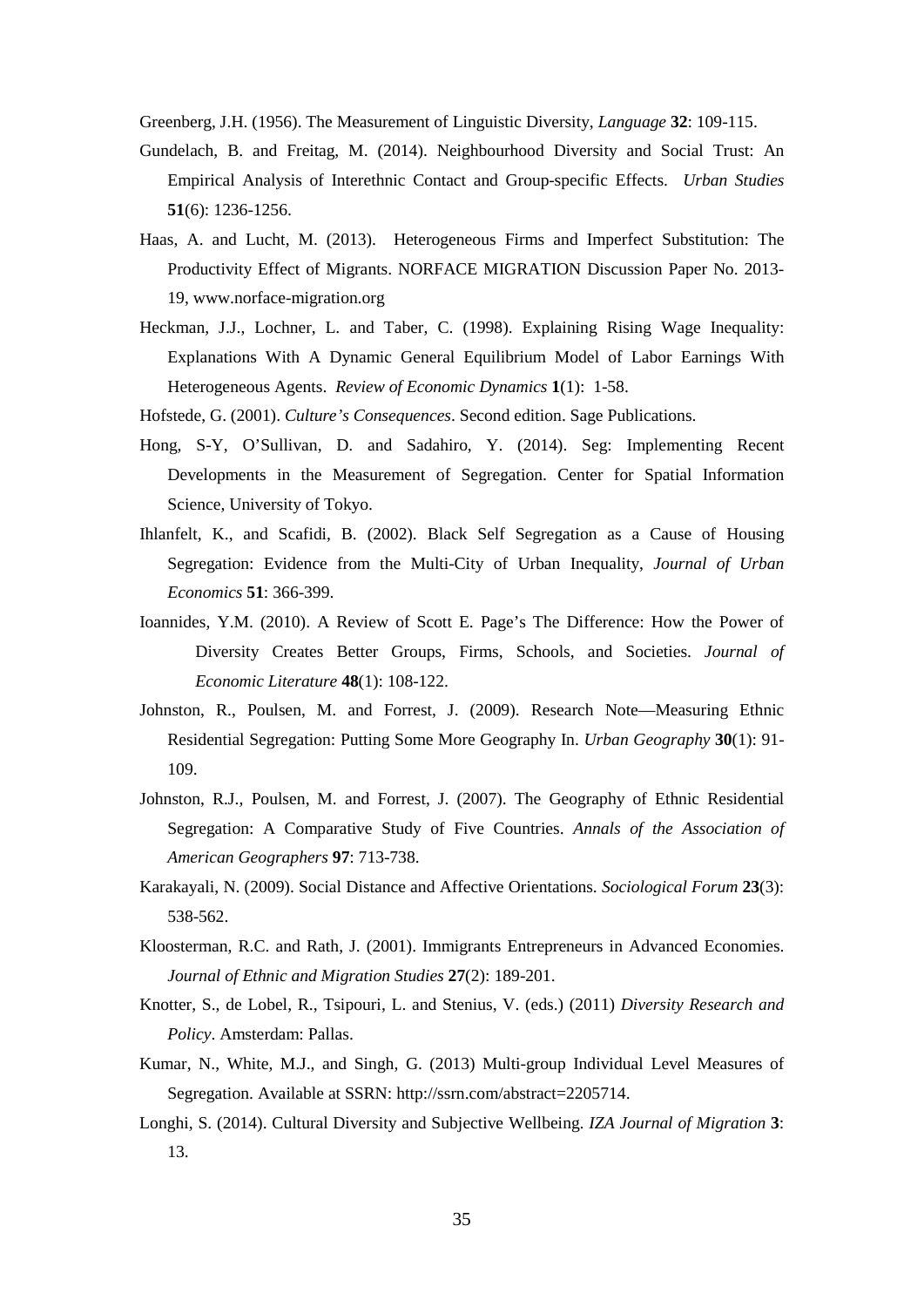Greenberg, J.H. (1956). The Measurement of Linguistic Diversity, *Language* **32**: 109-115.

Gundelach, B. and Freitag, M. (2014). Neighbourhood Diversity and Social Trust: An Empirical Analysis of Interethnic Contact and Group-specific Effects. *Urban Studies* **51**(6): 1236-1256.

Haas, A. and Lucht, M. (2013). Heterogeneous Firms and Imperfect Substitution: The Productivity Effect of Migrants. NORFACE MIGRATION Discussion Paper No. 2013-19, www.norface-migration.org

Heckman, J.J., Lochner, L. and Taber, C. (1998). Explaining Rising Wage Inequality: Explanations With A Dynamic General Equilibrium Model of Labor Earnings With Heterogeneous Agents. *Review of Economic Dynamics* **1**(1): 1-58.

Hofstede, G. (2001). *Culture's Consequences*. Second edition. Sage Publications.

Hong, S-Y, O'Sullivan, D. and Sadahiro, Y. (2014). Seg: Implementing Recent Developments in the Measurement of Segregation. Center for Spatial Information Science, University of Tokyo.

Ihlanfelt, K., and Scafidi, B. (2002). Black Self Segregation as a Cause of Housing Segregation: Evidence from the Multi-City of Urban Inequality, *Journal of Urban Economics* **51**: 366-399.

Ioannides, Y.M. (2010). A Review of Scott E. Page's The Difference: How the Power of Diversity Creates Better Groups, Firms, Schools, and Societies. *Journal of Economic Literature* **48**(1): 108-122.

Johnston, R., Poulsen, M. and Forrest, J. (2009). Research Note—Measuring Ethnic Residential Segregation: Putting Some More Geography In. *Urban Geography* **30**(1): 91-109.

Johnston, R.J., Poulsen, M. and Forrest, J. (2007). The Geography of Ethnic Residential Segregation: A Comparative Study of Five Countries. *Annals of the Association of American Geographers* **97**: 713-738.

Karakayali, N. (2009). Social Distance and Affective Orientations. *Sociological Forum* **23**(3): 538-562.

Kloosterman, R.C. and Rath, J. (2001). Immigrants Entrepreneurs in Advanced Economies. *Journal of Ethnic and Migration Studies* **27**(2): 189-201.

Knotter, S., de Lobel, R., Tsipouri, L. and Stenius, V. (eds.) (2011) *Diversity Research and Policy*. Amsterdam: Pallas.

Kumar, N., White, M.J., and Singh, G. (2013) Multi-group Individual Level Measures of Segregation. Available at SSRN: http://ssrn.com/abstract=2205714.

Longhi, S. (2014). Cultural Diversity and Subjective Wellbeing. *IZA Journal of Migration* **3**: 13.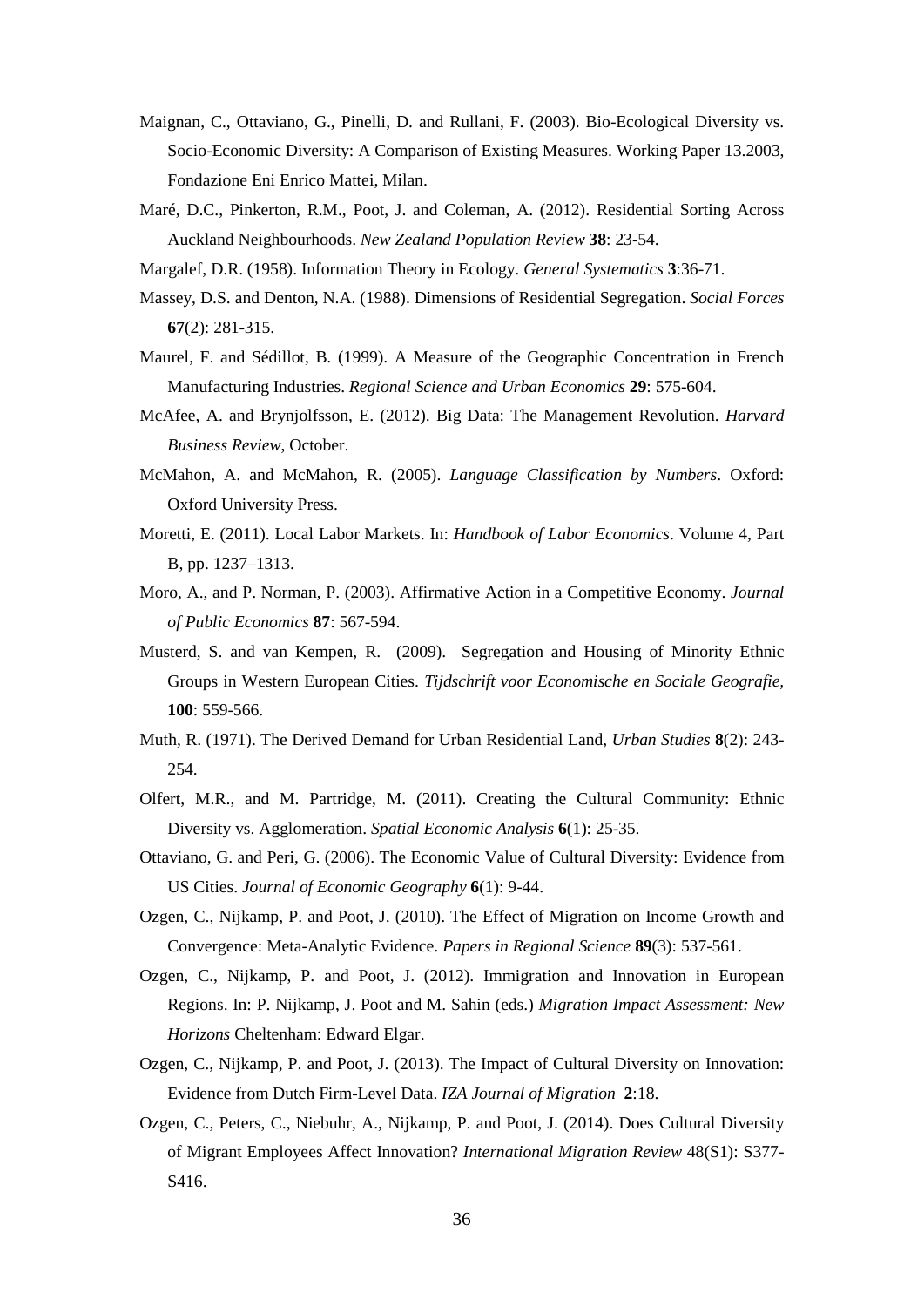Maignan, C., Ottaviano, G., Pinelli, D. and Rullani, F. (2003). Bio-Ecological Diversity vs. Socio-Economic Diversity: A Comparison of Existing Measures. Working Paper 13.2003, Fondazione Eni Enrico Mattei, Milan.

Maré, D.C., Pinkerton, R.M., Poot, J. and Coleman, A. (2012). Residential Sorting Across Auckland Neighbourhoods. *New Zealand Population Review* **38**: 23-54.

Margalef, D.R. (1958). Information Theory in Ecology. *General Systematics* **3**:36-71.

Massey, D.S. and Denton, N.A. (1988). Dimensions of Residential Segregation. *Social Forces* **67**(2): 281-315.

Maurel, F. and Sédillot, B. (1999). A Measure of the Geographic Concentration in French Manufacturing Industries. *Regional Science and Urban Economics* **29**: 575-604.

McAfee, A. and Brynjolfsson, E. (2012). Big Data: The Management Revolution. *Harvard Business Review*, October.

McMahon, A. and McMahon, R. (2005). *Language Classification by Numbers*. Oxford: Oxford University Press.

Moretti, E. (2011). Local Labor Markets. In: *Handbook of Labor Economics*. Volume 4, Part B, pp. 1237–1313.

Moro, A., and P. Norman, P. (2003). Affirmative Action in a Competitive Economy. *Journal of Public Economics* **87**: 567-594.

Musterd, S. and van Kempen, R. (2009). Segregation and Housing of Minority Ethnic Groups in Western European Cities. *Tijdschrift voor Economische en Sociale Geografie,* **100**: 559-566.

Muth, R. (1971). The Derived Demand for Urban Residential Land, *Urban Studies* **8**(2): 243-254.

Olfert, M.R., and M. Partridge, M. (2011). Creating the Cultural Community: Ethnic Diversity vs. Agglomeration. *Spatial Economic Analysis* **6**(1): 25-35.

Ottaviano, G. and Peri, G. (2006). The Economic Value of Cultural Diversity: Evidence from US Cities. *Journal of Economic Geography* **6**(1): 9-44.

Ozgen, C., Nijkamp, P. and Poot, J. (2010). The Effect of Migration on Income Growth and Convergence: Meta-Analytic Evidence. *Papers in Regional Science* **89**(3): 537-561.

Ozgen, C., Nijkamp, P. and Poot, J. (2012). Immigration and Innovation in European Regions. In: P. Nijkamp, J. Poot and M. Sahin (eds.) *Migration Impact Assessment: New Horizons* Cheltenham: Edward Elgar.

Ozgen, C., Nijkamp, P. and Poot, J. (2013). The Impact of Cultural Diversity on Innovation: Evidence from Dutch Firm-Level Data. *IZA Journal of Migration* **2**:18.

Ozgen, C., Peters, C., Niebuhr, A., Nijkamp, P. and Poot, J. (2014). Does Cultural Diversity of Migrant Employees Affect Innovation? *International Migration Review* 48(S1): S377-S416.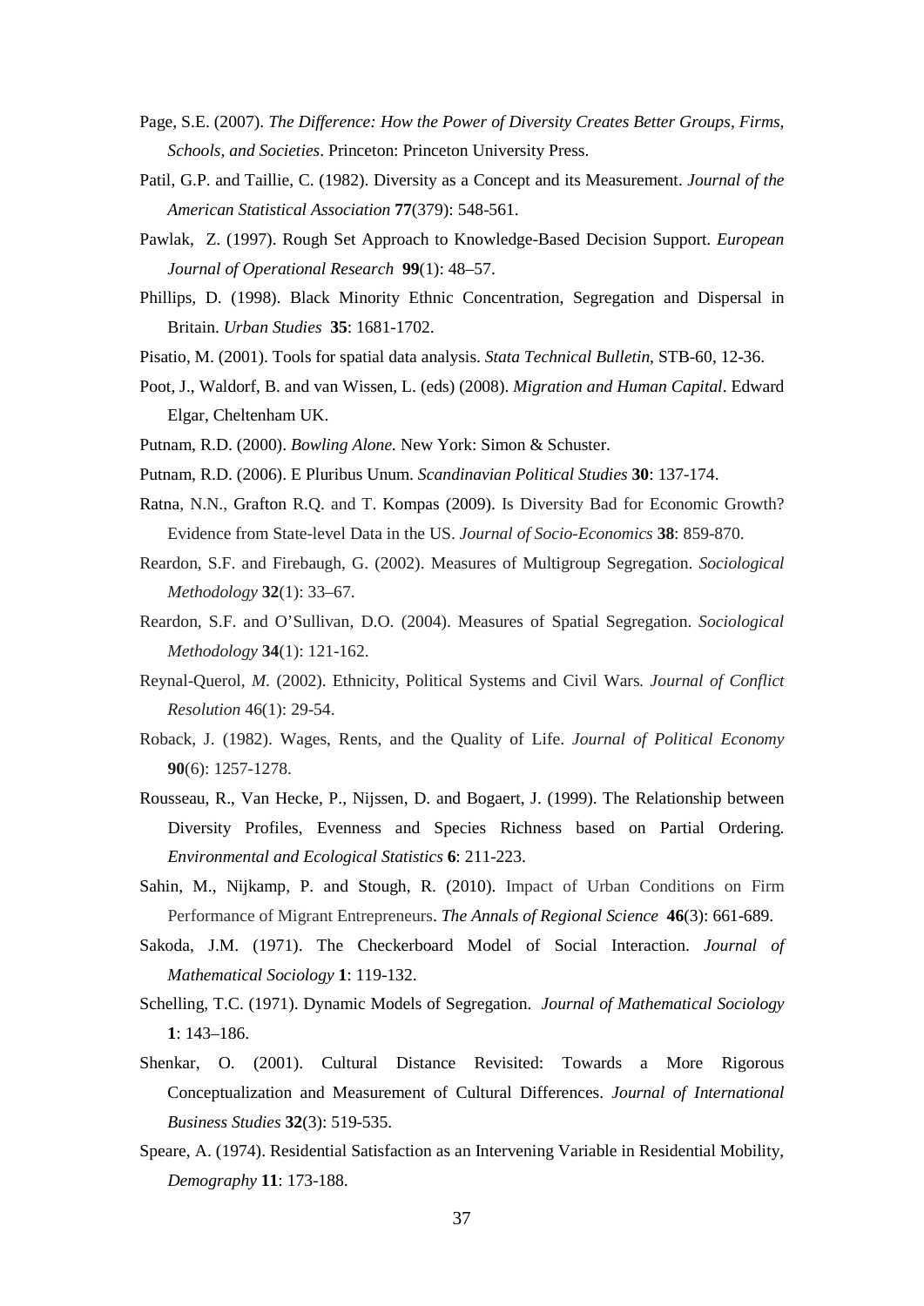Page, S.E. (2007). *The Difference: How the Power of Diversity Creates Better Groups, Firms, Schools, and Societies*. Princeton: Princeton University Press.

Patil, G.P. and Taillie, C. (1982). Diversity as a Concept and its Measurement. *Journal of the American Statistical Association* **77**(379): 548-561.

Pawlak, Z. (1997). Rough Set Approach to Knowledge-Based Decision Support. *European Journal of Operational Research* **99**(1): 48–57.

Phillips, D. (1998). Black Minority Ethnic Concentration, Segregation and Dispersal in Britain. *Urban Studies* **35**: 1681-1702.

Pisatio, M. (2001). Tools for spatial data analysis. *Stata Technical Bulletin*, STB-60, 12-36.

Poot, J., Waldorf, B. and van Wissen, L. (eds) (2008). *Migration and Human Capital*. Edward Elgar, Cheltenham UK.

Putnam, R.D. (2000). *Bowling Alone.* New York: Simon & Schuster.

Putnam, R.D. (2006). E Pluribus Unum. *Scandinavian Political Studies* **30**: 137-174.

Ratna, N.N., Grafton R.Q. and T. Kompas (2009). Is Diversity Bad for Economic Growth? Evidence from State-level Data in the US. *Journal of Socio-Economics* **38**: 859-870.

Reardon, S.F. and Firebaugh, G. (2002). Measures of Multigroup Segregation. *Sociological Methodology* **32**(1): 33–67.

Reardon, S.F. and O'Sullivan, D.O. (2004). Measures of Spatial Segregation. *Sociological Methodology* **34**(1): 121-162.

Reynal-Querol, *M.* (2002). Ethnicity, Political Systems and Civil Wars*. Journal of Conflict Resolution* 46(1): 29-54.

Roback, J. (1982). Wages, Rents, and the Quality of Life. *Journal of Political Economy* **90**(6): 1257-1278.

Rousseau, R., Van Hecke, P., Nijssen, D. and Bogaert, J. (1999). The Relationship between Diversity Profiles, Evenness and Species Richness based on Partial Ordering. *Environmental and Ecological Statistics* **6**: 211-223.

Sahin, M., Nijkamp, P. and Stough, R. (2010). Impact of Urban Conditions on Firm Performance of Migrant Entrepreneurs. *The Annals of Regional Science* **46**(3): 661-689.

Sakoda, J.M. (1971). The Checkerboard Model of Social Interaction. *Journal of Mathematical Sociology* **1**: 119-132.

Schelling, T.C. (1971). Dynamic Models of Segregation. *Journal of Mathematical Sociology* **1**: 143–186.

Shenkar, O. (2001). Cultural Distance Revisited: Towards a More Rigorous Conceptualization and Measurement of Cultural Differences. *Journal of International Business Studies* **32**(3): 519-535.

Speare, A. (1974). Residential Satisfaction as an Intervening Variable in Residential Mobility, *Demography* **11**: 173-188.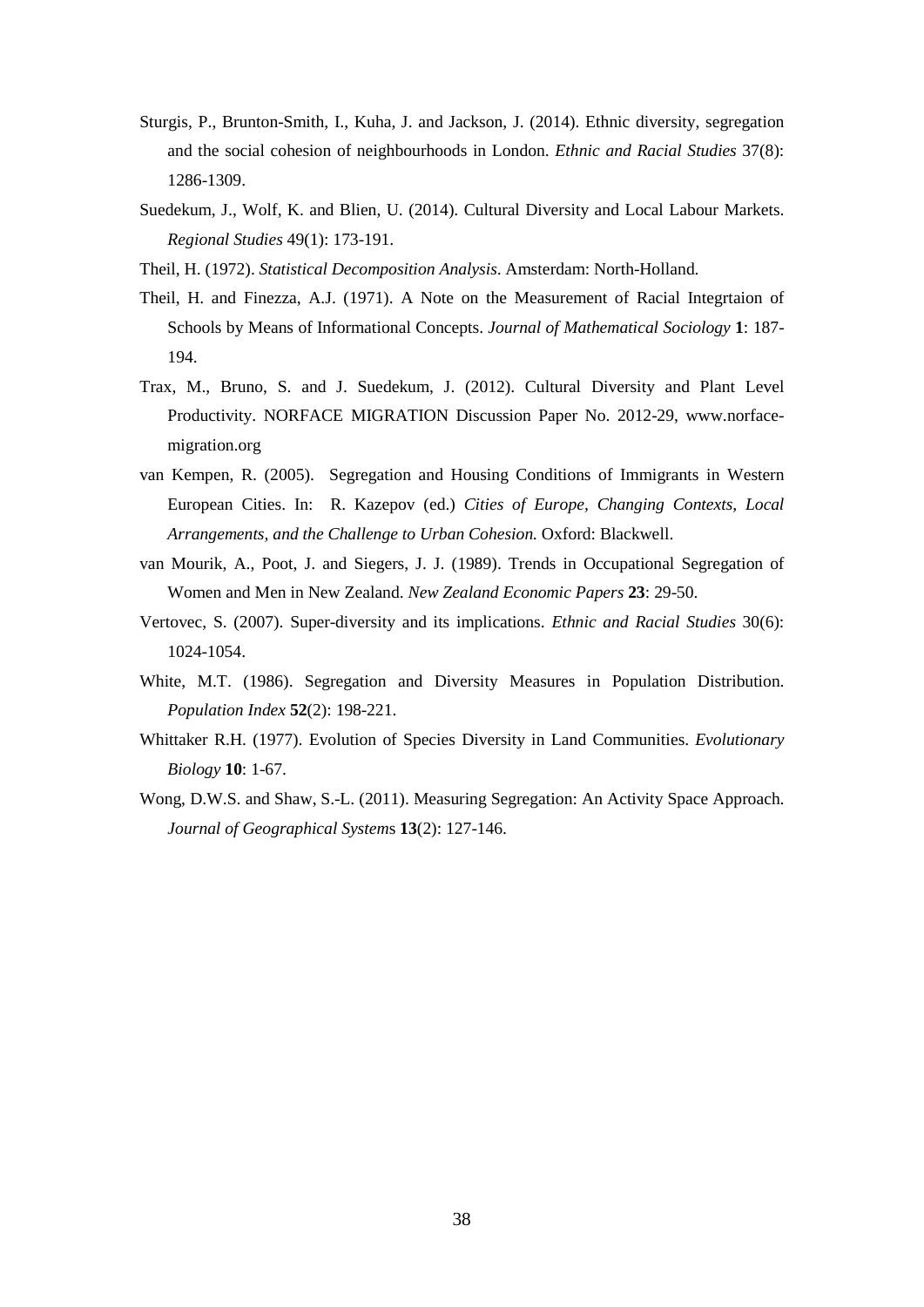Sturgis, P., Brunton-Smith, I., Kuha, J. and Jackson, J. (2014). Ethnic diversity, segregation and the social cohesion of neighbourhoods in London. *Ethnic and Racial Studies* 37(8): 1286-1309.

Suedekum, J., Wolf, K. and Blien, U. (2014). Cultural Diversity and Local Labour Markets. *Regional Studies* 49(1): 173-191.

Theil, H. (1972). *Statistical Decomposition Analysis*. Amsterdam: North-Holland.

Theil, H. and Finezza, A.J. (1971). A Note on the Measurement of Racial Integrtaion of Schools by Means of Informational Concepts. *Journal of Mathematical Sociology* **1**: 187-194.

Trax, M., Bruno, S. and J. Suedekum, J. (2012). Cultural Diversity and Plant Level Productivity. NORFACE MIGRATION Discussion Paper No. 2012-29, www.norface-migration.org

van Kempen, R. (2005). Segregation and Housing Conditions of Immigrants in Western European Cities. In: R. Kazepov (ed.) *Cities of Europe, Changing Contexts, Local Arrangements, and the Challenge to Urban Cohesion.* Oxford: Blackwell.

van Mourik, A., Poot, J. and Siegers, J. J. (1989). Trends in Occupational Segregation of Women and Men in New Zealand. *New Zealand Economic Papers* **23**: 29-50.

Vertovec, S. (2007). Super-diversity and its implications. *Ethnic and Racial Studies* 30(6): 1024-1054.

White, M.T. (1986). Segregation and Diversity Measures in Population Distribution. *Population Index* **52**(2): 198-221.

Whittaker R.H. (1977). Evolution of Species Diversity in Land Communities. *Evolutionary Biology* **10**: 1-67.

Wong, D.W.S. and Shaw, S.-L. (2011). Measuring Segregation: An Activity Space Approach. *Journal of Geographical Systems* **13**(2): 127-146.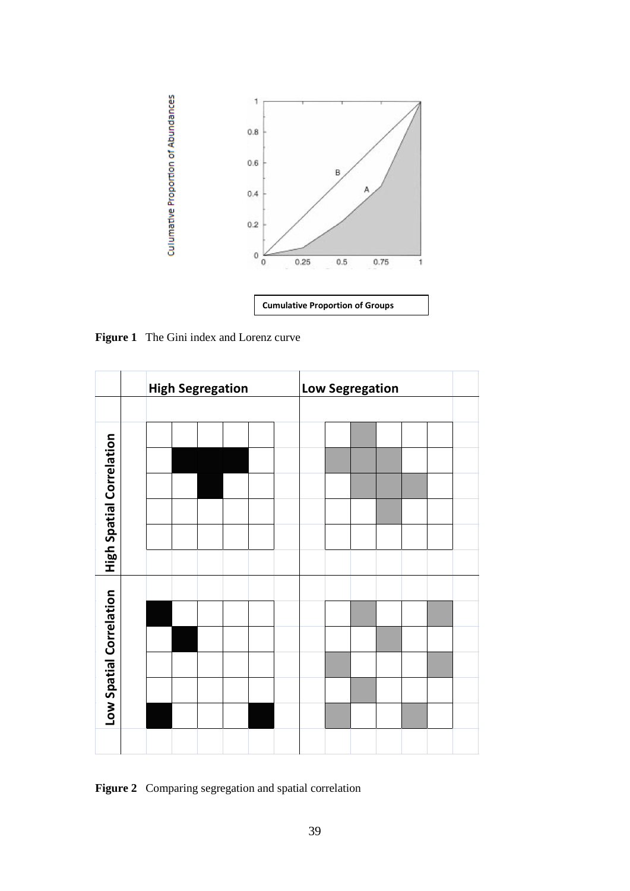Culumative Proportion of Abundances

1
0.8
0.6
0.4
0.2
0
0
0.25
0.5
0.75
1

B
A

Cumulative Proportion of Groups

**Figure 1** The Gini index and Lorenz curve

High Segregation
Low Segregation
High Spatial Correlation
Low Spatial Correlation

**Figure 2** Comparing segregation and spatial correlation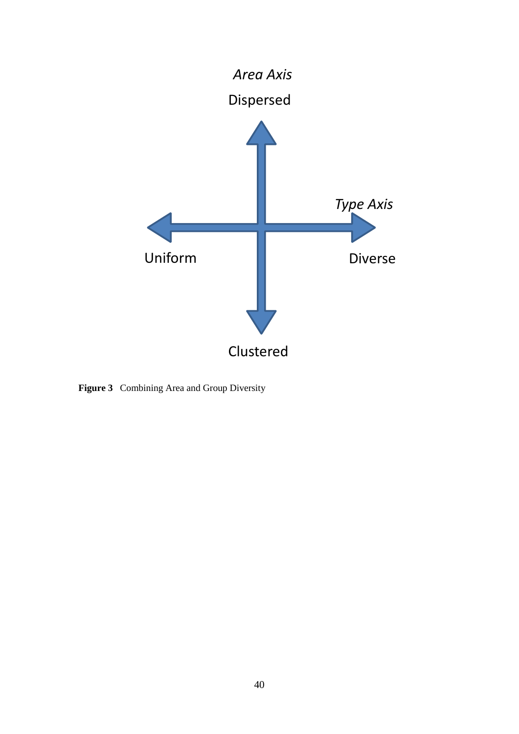*Area Axis*

Dispersed

*Type Axis*

Uniform

Diverse

Clustered

**Figure 3** Combining Area and Group Diversity